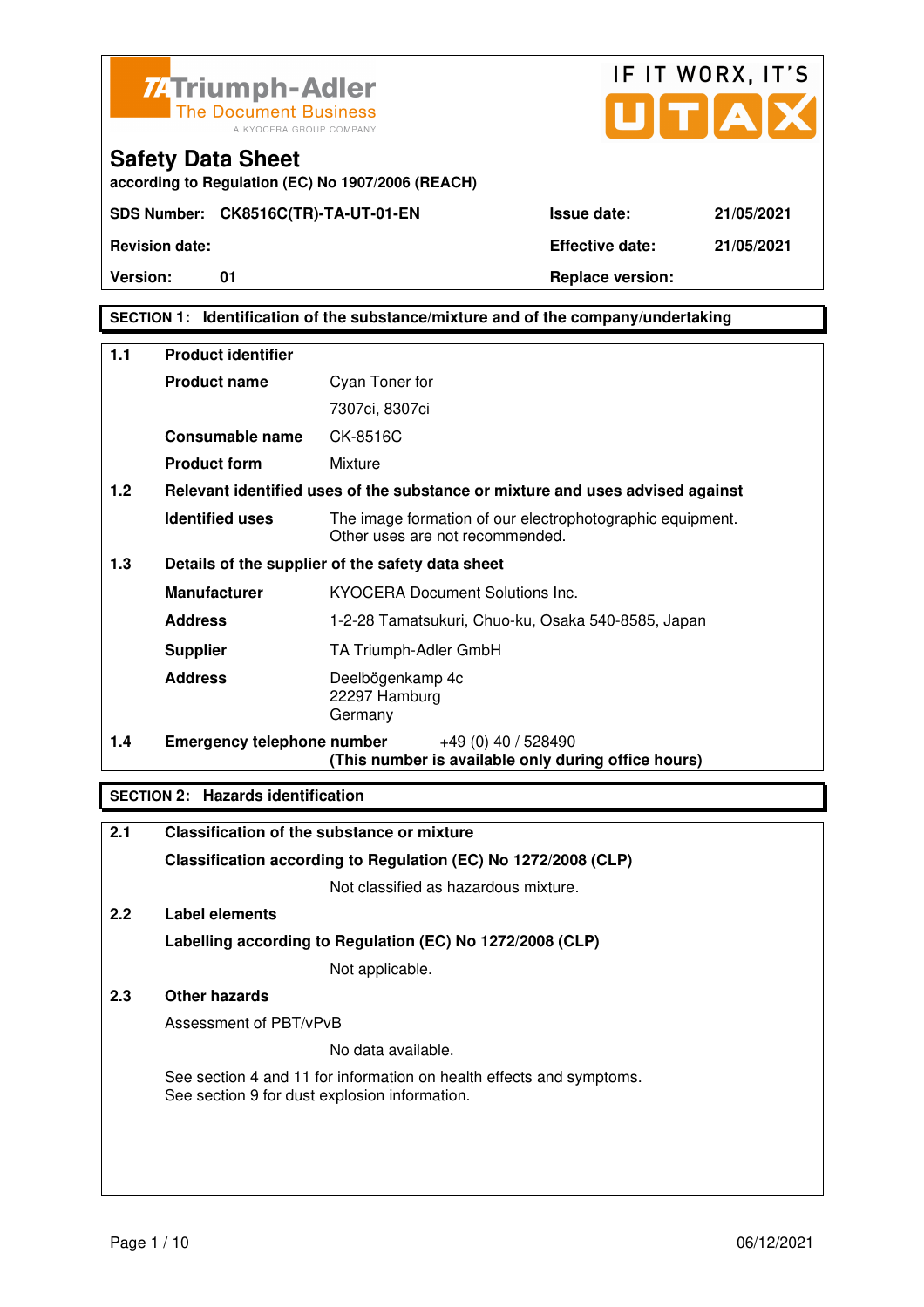Triumph-Adler
The Document Business
A KYOCERA GROUP COMPANY

IF IT WORX, IT'S UTAX

# Safety Data Sheet

**according to Regulation (EC) No 1907/2006 (REACH)**

| | | | |
|---|---|---|---|
| **SDS Number:** | **CK8516C(TR)-TA-UT-01-EN** | **Issue date:** | **21/05/2021** |
| **Revision date:** | | **Effective date:** | **21/05/2021** |
| **Version:** | **01** | **Replace version:** | |

## SECTION 1: Identification of the substance/mixture and of the company/undertaking

**1.1 Product identifier**

| | |
|---|---|
| **Product name** | Cyan Toner for 7307ci, 8307ci |
| **Consumable name** | CK-8516C |
| **Product form** | Mixture |

**1.2 Relevant identified uses of the substance or mixture and uses advised against**

| | |
|---|---|
| **Identified uses** | The image formation of our electrophotographic equipment. Other uses are not recommended. |

**1.3 Details of the supplier of the safety data sheet**

| | |
|---|---|
| **Manufacturer** | KYOCERA Document Solutions Inc. |
| **Address** | 1-2-28 Tamatsukuri, Chuo-ku, Osaka 540-8585, Japan |
| **Supplier** | TA Triumph-Adler GmbH |
| **Address** | Deelbögenkamp 4c<br>22297 Hamburg<br>Germany |

**1.4 Emergency telephone number** +49 (0) 40 / 528490
**(This number is available only during office hours)**

## SECTION 2: Hazards identification

**2.1 Classification of the substance or mixture**

**Classification according to Regulation (EC) No 1272/2008 (CLP)**

Not classified as hazardous mixture.

**2.2 Label elements**

**Labelling according to Regulation (EC) No 1272/2008 (CLP)**

Not applicable.

**2.3 Other hazards**

Assessment of PBT/vPvB

No data available.

See section 4 and 11 for information on health effects and symptoms.
See section 9 for dust explosion information.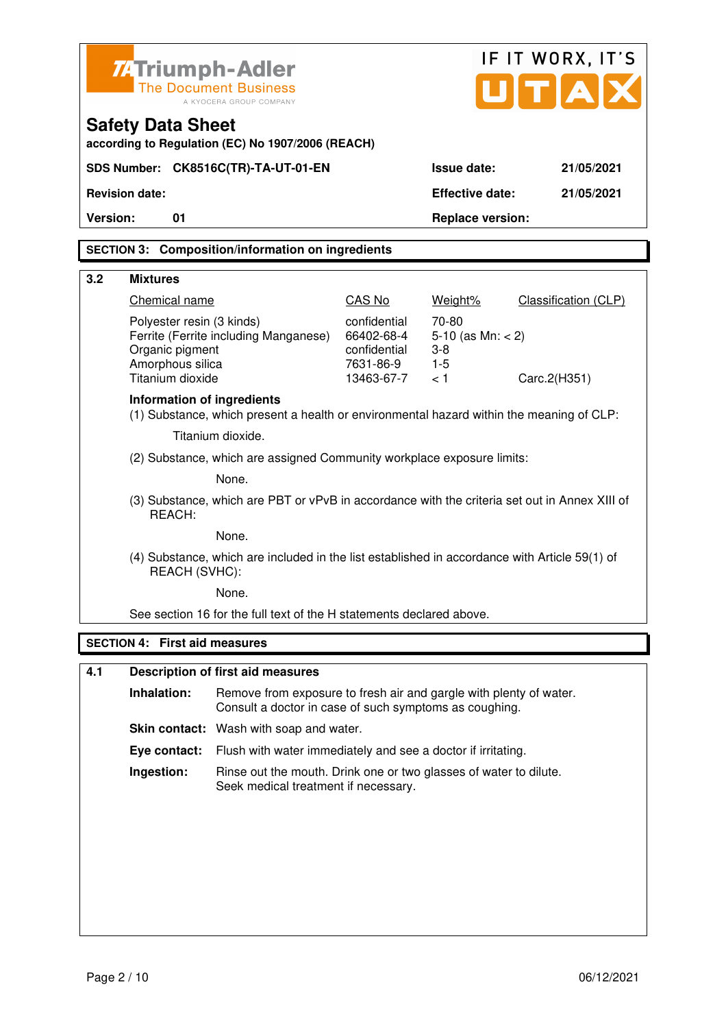Triumph-Adler
The Document Business
A KYOCERA GROUP COMPANY

IF IT WORX, IT'S UTAX

# Safety Data Sheet

**according to Regulation (EC) No 1907/2006 (REACH)**

| | | | |
|---|---|---|---|
| **SDS Number:** | **CK8516C(TR)-TA-UT-01-EN** | **Issue date:** | **21/05/2021** |
| **Revision date:** | | **Effective date:** | **21/05/2021** |
| **Version:** | **01** | **Replace version:** | |

## SECTION 3: Composition/information on ingredients

### 3.2 Mixtures

| Chemical name | CAS No | Weight% | Classification (CLP) |
|---|---|---|---|
| Polyester resin (3 kinds) | confidential | 70-80 | |
| Ferrite (Ferrite including Manganese) | 66402-68-4 | 5-10 (as Mn: < 2) | |
| Organic pigment | confidential | 3-8 | |
| Amorphous silica | 7631-86-9 | 1-5 | |
| Titanium dioxide | 13463-67-7 | < 1 | Carc.2(H351) |

**Information of ingredients**

(1) Substance, which present a health or environmental hazard within the meaning of CLP:

Titanium dioxide.

(2) Substance, which are assigned Community workplace exposure limits:

None.

(3) Substance, which are PBT or vPvB in accordance with the criteria set out in Annex XIII of REACH:

None.

(4) Substance, which are included in the list established in accordance with Article 59(1) of REACH (SVHC):

None.

See section 16 for the full text of the H statements declared above.

## SECTION 4: First aid measures

### 4.1 Description of first aid measures

**Inhalation:** Remove from exposure to fresh air and gargle with plenty of water. Consult a doctor in case of such symptoms as coughing.

**Skin contact:** Wash with soap and water.

**Eye contact:** Flush with water immediately and see a doctor if irritating.

**Ingestion:** Rinse out the mouth. Drink one or two glasses of water to dilute. Seek medical treatment if necessary.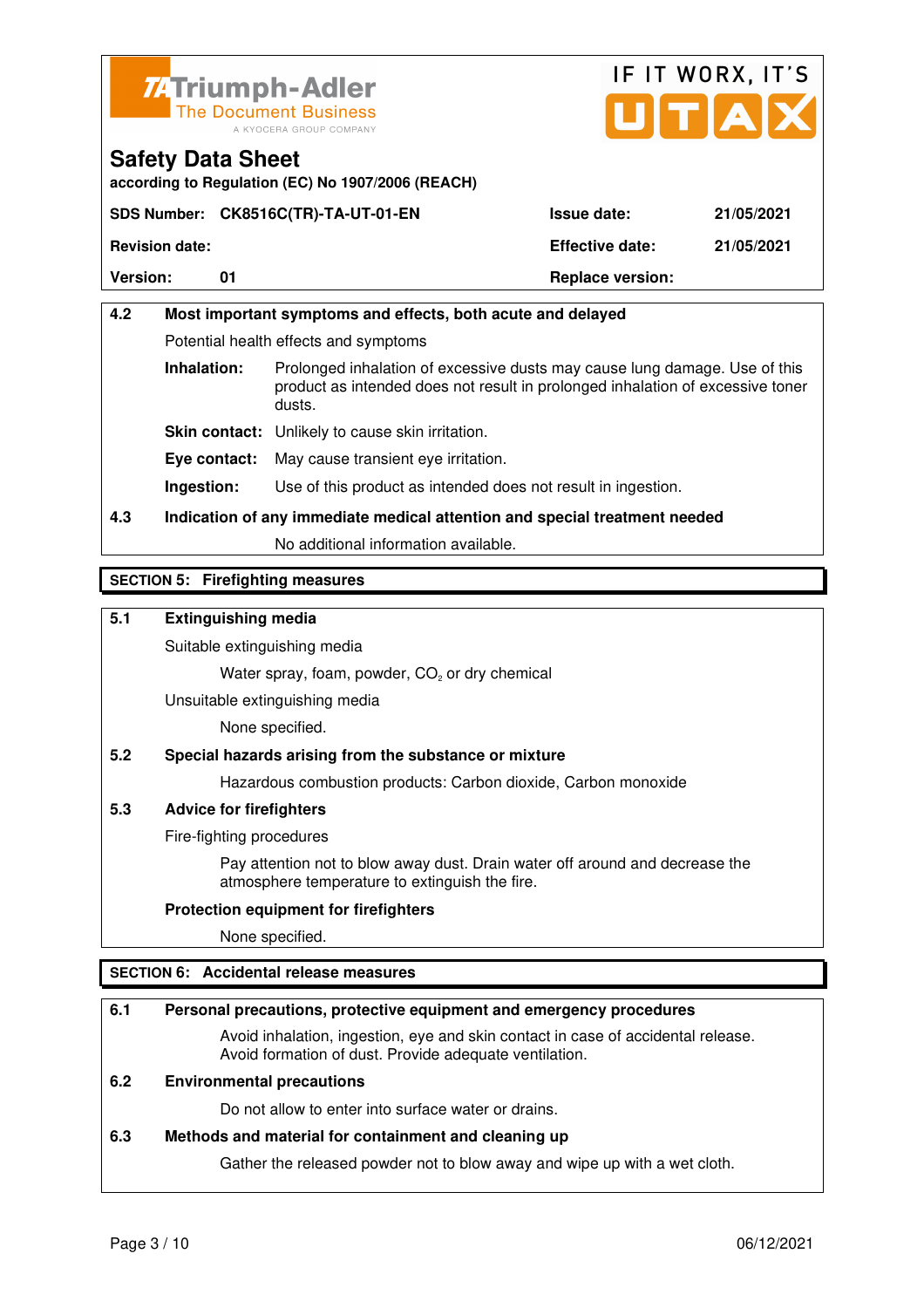Safety Data Sheet
according to Regulation (EC) No 1907/2006 (REACH)

| SDS Number: | CK8516C(TR)-TA-UT-01-EN | Issue date: | 21/05/2021 |
|---|---|---|---|
| Revision date: | | Effective date: | 21/05/2021 |
| Version: | 01 | Replace version: | |

### 4.2 Most important symptoms and effects, both acute and delayed

Potential health effects and symptoms

**Inhalation:** Prolonged inhalation of excessive dusts may cause lung damage. Use of this product as intended does not result in prolonged inhalation of excessive toner dusts.

**Skin contact:** Unlikely to cause skin irritation.

**Eye contact:** May cause transient eye irritation.

**Ingestion:** Use of this product as intended does not result in ingestion.

### 4.3 Indication of any immediate medical attention and special treatment needed

No additional information available.

## SECTION 5: Firefighting measures

### 5.1 Extinguishing media

Suitable extinguishing media

Water spray, foam, powder, $CO_2$ or dry chemical

Unsuitable extinguishing media

None specified.

### 5.2 Special hazards arising from the substance or mixture

Hazardous combustion products: Carbon dioxide, Carbon monoxide

### 5.3 Advice for firefighters

Fire-fighting procedures

Pay attention not to blow away dust. Drain water off around and decrease the atmosphere temperature to extinguish the fire.

**Protection equipment for firefighters**

None specified.

## SECTION 6: Accidental release measures

### 6.1 Personal precautions, protective equipment and emergency procedures

Avoid inhalation, ingestion, eye and skin contact in case of accidental release. Avoid formation of dust. Provide adequate ventilation.

### 6.2 Environmental precautions

Do not allow to enter into surface water or drains.

### 6.3 Methods and material for containment and cleaning up

Gather the released powder not to blow away and wipe up with a wet cloth.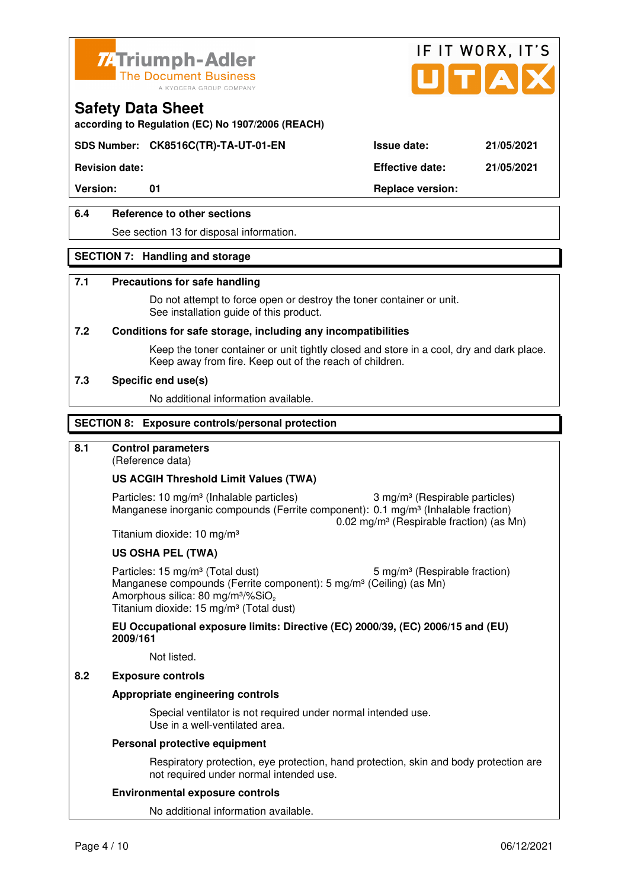## 6.4 Reference to other sections

See section 13 for disposal information.

## SECTION 7: Handling and storage

### 7.1 Precautions for safe handling

Do not attempt to force open or destroy the toner container or unit.
See installation guide of this product.

### 7.2 Conditions for safe storage, including any incompatibilities

Keep the toner container or unit tightly closed and store in a cool, dry and dark place.
Keep away from fire. Keep out of the reach of children.

### 7.3 Specific end use(s)

No additional information available.

## SECTION 8: Exposure controls/personal protection

### 8.1 Control parameters

(Reference data)

**US ACGIH Threshold Limit Values (TWA)**

Particles: 10 mg/m³ (Inhalable particles) 3 mg/m³ (Respirable particles)
Manganese inorganic compounds (Ferrite component): 0.1 mg/m³ (Inhalable fraction)
0.02 mg/m³ (Respirable fraction) (as Mn)
Titanium dioxide: 10 mg/m³

**US OSHA PEL (TWA)**

Particles: 15 mg/m³ (Total dust) 5 mg/m³ (Respirable fraction)
Manganese compounds (Ferrite component): 5 mg/m³ (Ceiling) (as Mn)
Amorphous silica: 80 mg/m³/%$SiO_2$
Titanium dioxide: 15 mg/m³ (Total dust)

**EU Occupational exposure limits: Directive (EC) 2000/39, (EC) 2006/15 and (EU) 2009/161**

Not listed.

### 8.2 Exposure controls

**Appropriate engineering controls**

Special ventilator is not required under normal intended use.
Use in a well-ventilated area.

**Personal protective equipment**

Respiratory protection, eye protection, hand protection, skin and body protection are not required under normal intended use.

**Environmental exposure controls**

No additional information available.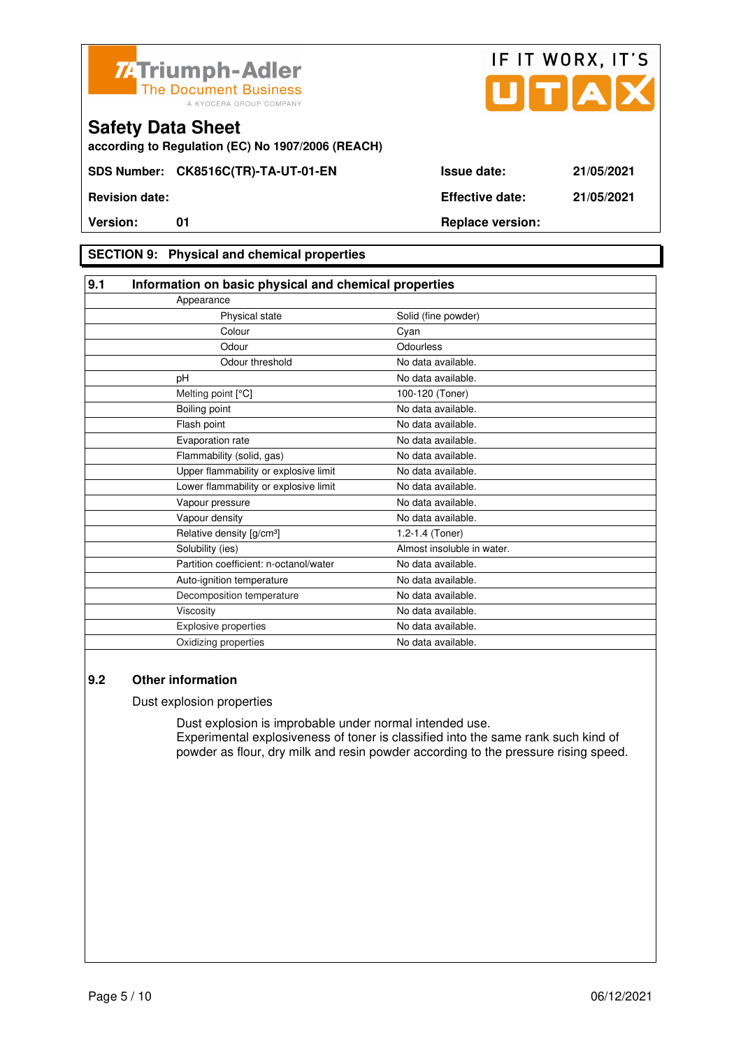Triumph-Adler
The Document Business
A KYOCERA GROUP COMPANY

IF IT WORX, IT'S UTAX

# Safety Data Sheet

**according to Regulation (EC) No 1907/2006 (REACH)**

| | | | |
|---|---|---|---|
| **SDS Number:** | **CK8516C(TR)-TA-UT-01-EN** | **Issue date:** | **21/05/2021** |
| **Revision date:** | | **Effective date:** | **21/05/2021** |
| **Version:** | **01** | **Replace version:** | |

## SECTION 9: Physical and chemical properties

### 9.1 Information on basic physical and chemical properties

| Property | Value |
|---|---|
| Appearance | |
| Physical state | Solid (fine powder) |
| Colour | Cyan |
| Odour | Odourless |
| Odour threshold | No data available. |
| pH | No data available. |
| Melting point [°C] | 100-120 (Toner) |
| Boiling point | No data available. |
| Flash point | No data available. |
| Evaporation rate | No data available. |
| Flammability (solid, gas) | No data available. |
| Upper flammability or explosive limit | No data available. |
| Lower flammability or explosive limit | No data available. |
| Vapour pressure | No data available. |
| Vapour density | No data available. |
| Relative density [g/cm³] | 1.2-1.4 (Toner) |
| Solubility (ies) | Almost insoluble in water. |
| Partition coefficient: n-octanol/water | No data available. |
| Auto-ignition temperature | No data available. |
| Decomposition temperature | No data available. |
| Viscosity | No data available. |
| Explosive properties | No data available. |
| Oxidizing properties | No data available. |

### 9.2 Other information

Dust explosion properties

Dust explosion is improbable under normal intended use.
Experimental explosiveness of toner is classified into the same rank such kind of powder as flour, dry milk and resin powder according to the pressure rising speed.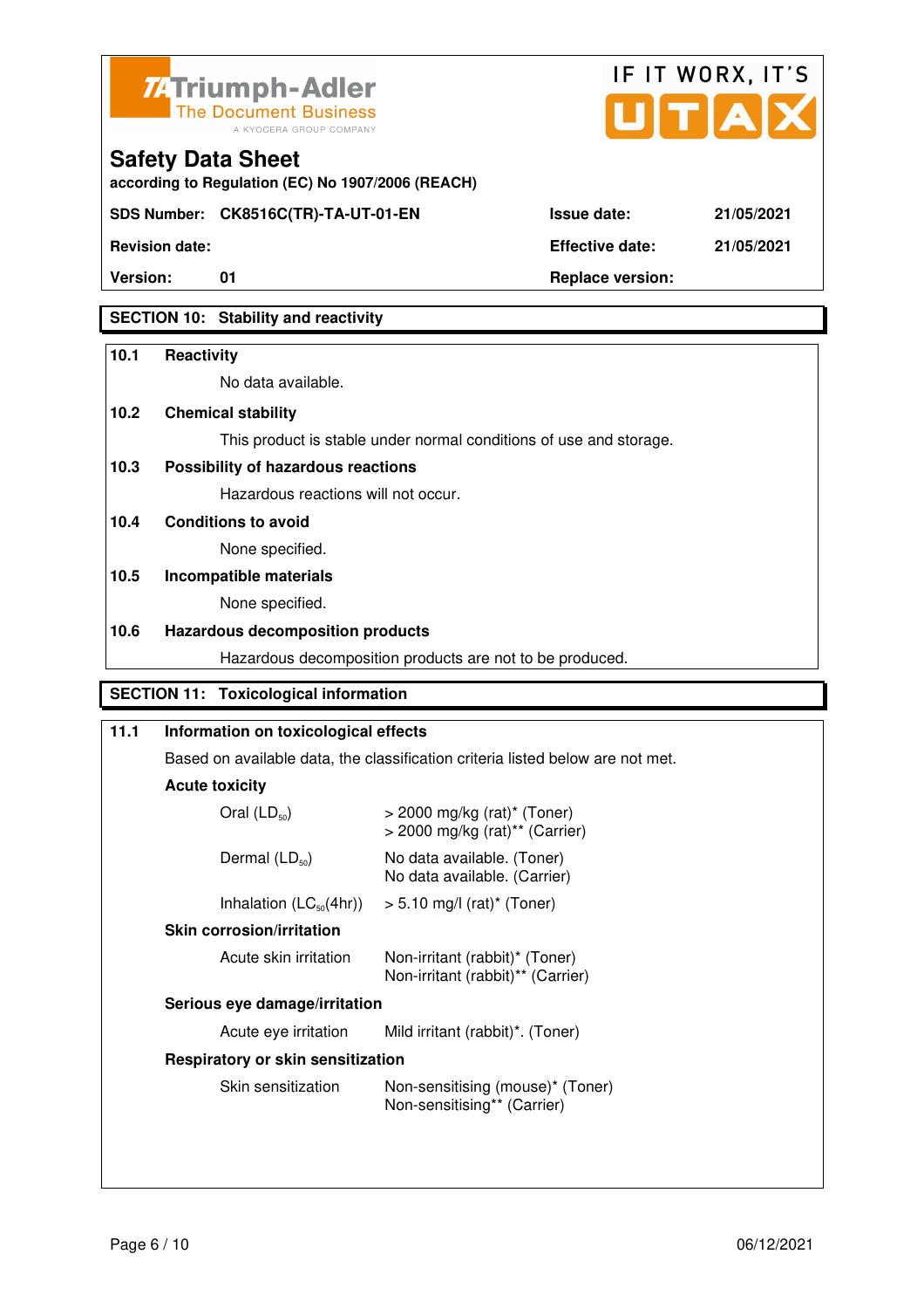## SECTION 10: Stability and reactivity

**10.1 Reactivity**

No data available.

**10.2 Chemical stability**

This product is stable under normal conditions of use and storage.

**10.3 Possibility of hazardous reactions**

Hazardous reactions will not occur.

**10.4 Conditions to avoid**

None specified.

**10.5 Incompatible materials**

None specified.

**10.6 Hazardous decomposition products**

Hazardous decomposition products are not to be produced.

## SECTION 11: Toxicological information

**11.1 Information on toxicological effects**

Based on available data, the classification criteria listed below are not met.

**Acute toxicity**

| | |
|---|---|
| Oral ($LD_{50}$) | > 2000 mg/kg (rat)* (Toner)<br>> 2000 mg/kg (rat)** (Carrier) |
| Dermal ($LD_{50}$) | No data available. (Toner)<br>No data available. (Carrier) |
| Inhalation ($LC_{50}$(4hr)) | > 5.10 mg/l (rat)* (Toner) |

**Skin corrosion/irritation**

| | |
|---|---|
| Acute skin irritation | Non-irritant (rabbit)* (Toner)<br>Non-irritant (rabbit)** (Carrier) |

**Serious eye damage/irritation**

| | |
|---|---|
| Acute eye irritation | Mild irritant (rabbit)*. (Toner) |

**Respiratory or skin sensitization**

| | |
|---|---|
| Skin sensitization | Non-sensitising (mouse)* (Toner)<br>Non-sensitising** (Carrier) |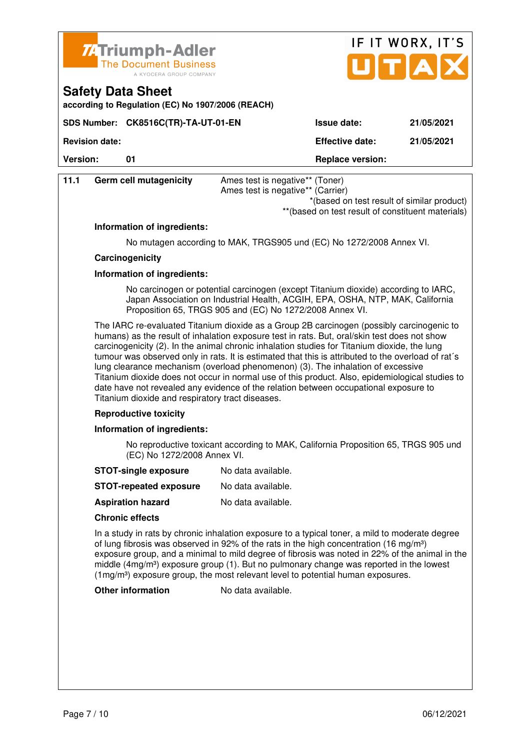**Safety Data Sheet**

according to Regulation (EC) No 1907/2006 (REACH)

| SDS Number: | CK8516C(TR)-TA-UT-01-EN | Issue date: | 21/05/2021 |
|---|---|---|---|
| Revision date: | | Effective date: | 21/05/2021 |
| Version: | 01 | Replace version: | |

**11.1 Germ cell mutagenicity** — Ames test is negative** (Toner)
Ames test is negative** (Carrier)

*(based on test result of similar product)
**(based on test result of constituent materials)

**Information of ingredients:**

No mutagen according to MAK, TRGS905 und (EC) No 1272/2008 Annex VI.

**Carcinogenicity**

**Information of ingredients:**

No carcinogen or potential carcinogen (except Titanium dioxide) according to IARC, Japan Association on Industrial Health, ACGIH, EPA, OSHA, NTP, MAK, California Proposition 65, TRGS 905 and (EC) No 1272/2008 Annex VI.

The IARC re-evaluated Titanium dioxide as a Group 2B carcinogen (possibly carcinogenic to humans) as the result of inhalation exposure test in rats. But, oral/skin test does not show carcinogenicity (2). In the animal chronic inhalation studies for Titanium dioxide, the lung tumour was observed only in rats. It is estimated that this is attributed to the overload of rat´s lung clearance mechanism (overload phenomenon) (3). The inhalation of excessive Titanium dioxide does not occur in normal use of this product. Also, epidemiological studies to date have not revealed any evidence of the relation between occupational exposure to Titanium dioxide and respiratory tract diseases.

**Reproductive toxicity**

**Information of ingredients:**

No reproductive toxicant according to MAK, California Proposition 65, TRGS 905 und (EC) No 1272/2008 Annex VI.

**STOT-single exposure** — No data available.

**STOT-repeated exposure** — No data available.

**Aspiration hazard** — No data available.

**Chronic effects**

In a study in rats by chronic inhalation exposure to a typical toner, a mild to moderate degree of lung fibrosis was observed in 92% of the rats in the high concentration (16 mg/m³) exposure group, and a minimal to mild degree of fibrosis was noted in 22% of the animal in the middle (4mg/m³) exposure group (1). But no pulmonary change was reported in the lowest (1mg/m³) exposure group, the most relevant level to potential human exposures.

**Other information** — No data available.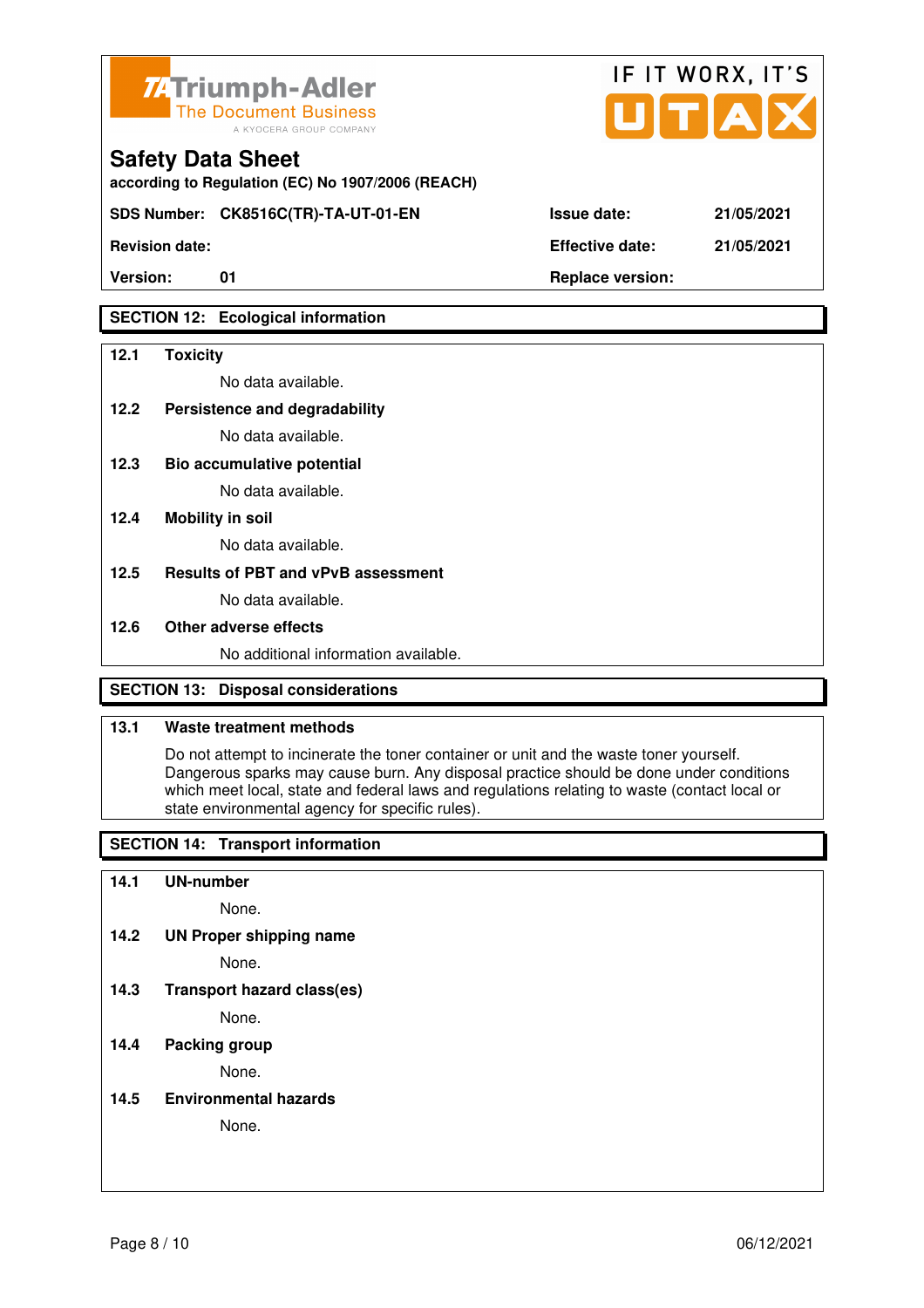## SECTION 12: Ecological information

**12.1 Toxicity**

No data available.

**12.2 Persistence and degradability**

No data available.

**12.3 Bio accumulative potential**

No data available.

**12.4 Mobility in soil**

No data available.

**12.5 Results of PBT and vPvB assessment**

No data available.

**12.6 Other adverse effects**

No additional information available.

## SECTION 13: Disposal considerations

**13.1 Waste treatment methods**

Do not attempt to incinerate the toner container or unit and the waste toner yourself. Dangerous sparks may cause burn. Any disposal practice should be done under conditions which meet local, state and federal laws and regulations relating to waste (contact local or state environmental agency for specific rules).

## SECTION 14: Transport information

**14.1 UN-number**

None.

**14.2 UN Proper shipping name**

None.

**14.3 Transport hazard class(es)**

None.

**14.4 Packing group**

None.

**14.5 Environmental hazards**

None.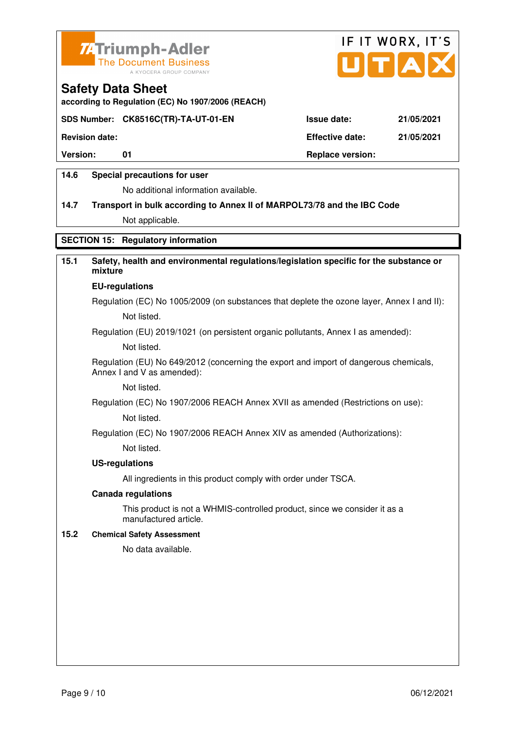# Safety Data Sheet

according to Regulation (EC) No 1907/2006 (REACH)

| SDS Number: CK8516C(TR)-TA-UT-01-EN | Issue date: | 21/05/2021 |
|---|---|---|
| Revision date: | Effective date: | 21/05/2021 |
| Version: 01 | Replace version: | |

**14.6 Special precautions for user**

No additional information available.

**14.7 Transport in bulk according to Annex II of MARPOL73/78 and the IBC Code**

Not applicable.

## SECTION 15: Regulatory information

**15.1 Safety, health and environmental regulations/legislation specific for the substance or mixture**

**EU-regulations**

Regulation (EC) No 1005/2009 (on substances that deplete the ozone layer, Annex I and II):

Not listed.

Regulation (EU) 2019/1021 (on persistent organic pollutants, Annex I as amended):

Not listed.

Regulation (EU) No 649/2012 (concerning the export and import of dangerous chemicals, Annex I and V as amended):

Not listed.

Regulation (EC) No 1907/2006 REACH Annex XVII as amended (Restrictions on use):

Not listed.

Regulation (EC) No 1907/2006 REACH Annex XIV as amended (Authorizations):

Not listed.

**US-regulations**

All ingredients in this product comply with order under TSCA.

**Canada regulations**

This product is not a WHMIS-controlled product, since we consider it as a manufactured article.

**15.2 Chemical Safety Assessment**

No data available.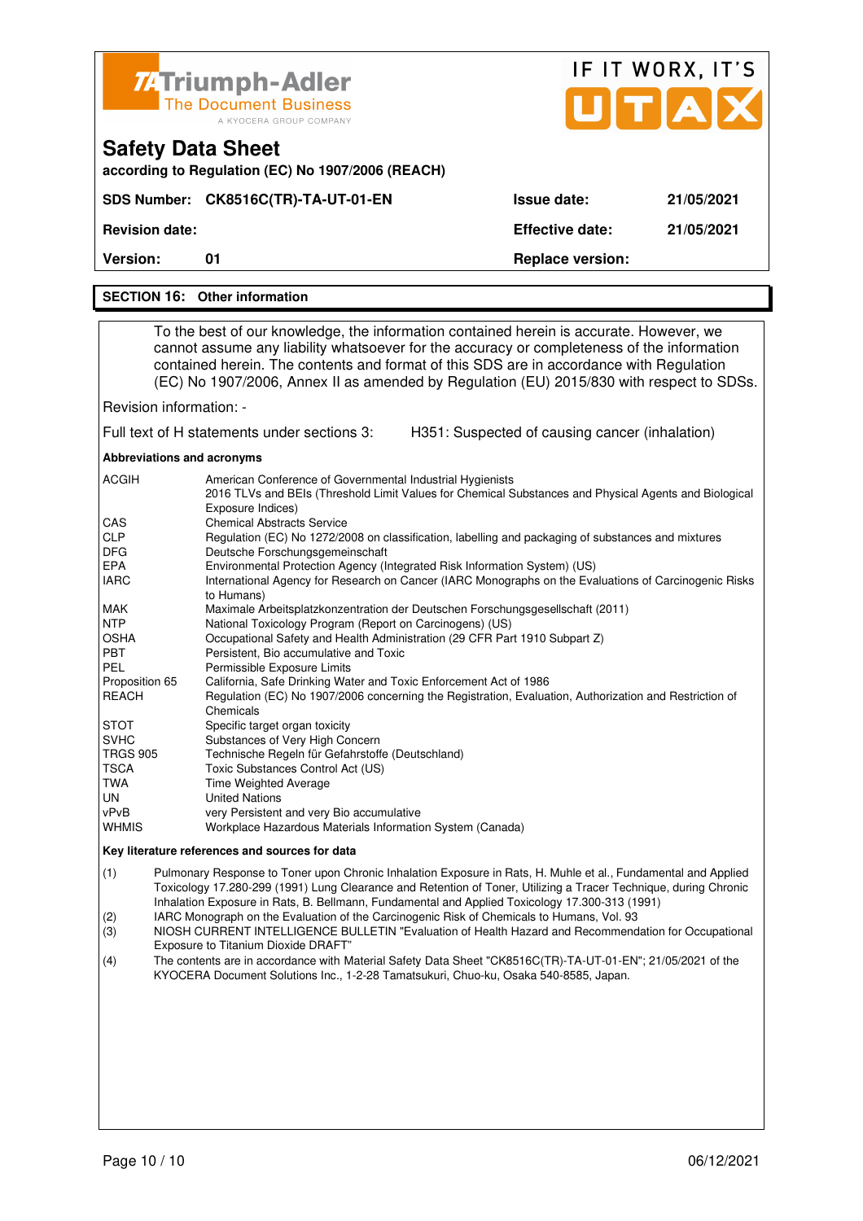**Triumph-Adler** The Document Business — A KYOCERA GROUP COMPANY

IF IT WORX, IT'S UTAX

# Safety Data Sheet

**according to Regulation (EC) No 1907/2006 (REACH)**

| | | | |
|---|---|---|---|
| **SDS Number:** | **CK8516C(TR)-TA-UT-01-EN** | **Issue date:** | **21/05/2021** |
| **Revision date:** | | **Effective date:** | **21/05/2021** |
| **Version:** | **01** | **Replace version:** | |

## SECTION 16: Other information

To the best of our knowledge, the information contained herein is accurate. However, we cannot assume any liability whatsoever for the accuracy or completeness of the information contained herein. The contents and format of this SDS are in accordance with Regulation (EC) No 1907/2006, Annex II as amended by Regulation (EU) 2015/830 with respect to SDSs.

Revision information: -

Full text of H statements under sections 3: H351: Suspected of causing cancer (inhalation)

**Abbreviations and acronyms**

| | |
|---|---|
| ACGIH | American Conference of Governmental Industrial Hygienists<br>2016 TLVs and BEIs (Threshold Limit Values for Chemical Substances and Physical Agents and Biological Exposure Indices) |
| CAS | Chemical Abstracts Service |
| CLP | Regulation (EC) No 1272/2008 on classification, labelling and packaging of substances and mixtures |
| DFG | Deutsche Forschungsgemeinschaft |
| EPA | Environmental Protection Agency (Integrated Risk Information System) (US) |
| IARC | International Agency for Research on Cancer (IARC Monographs on the Evaluations of Carcinogenic Risks to Humans) |
| MAK | Maximale Arbeitsplatzkonzentration der Deutschen Forschungsgesellschaft (2011) |
| NTP | National Toxicology Program (Report on Carcinogens) (US) |
| OSHA | Occupational Safety and Health Administration (29 CFR Part 1910 Subpart Z) |
| PBT | Persistent, Bio accumulative and Toxic |
| PEL | Permissible Exposure Limits |
| Proposition 65 | California, Safe Drinking Water and Toxic Enforcement Act of 1986 |
| REACH | Regulation (EC) No 1907/2006 concerning the Registration, Evaluation, Authorization and Restriction of Chemicals |
| STOT | Specific target organ toxicity |
| SVHC | Substances of Very High Concern |
| TRGS 905 | Technische Regeln für Gefahrstoffe (Deutschland) |
| TSCA | Toxic Substances Control Act (US) |
| TWA | Time Weighted Average |
| UN | United Nations |
| vPvB | very Persistent and very Bio accumulative |
| WHMIS | Workplace Hazardous Materials Information System (Canada) |

**Key literature references and sources for data**

(1) Pulmonary Response to Toner upon Chronic Inhalation Exposure in Rats, H. Muhle et al., Fundamental and Applied Toxicology 17.280-299 (1991) Lung Clearance and Retention of Toner, Utilizing a Tracer Technique, during Chronic Inhalation Exposure in Rats, B. Bellmann, Fundamental and Applied Toxicology 17.300-313 (1991)

(2) IARC Monograph on the Evaluation of the Carcinogenic Risk of Chemicals to Humans, Vol. 93

(3) NIOSH CURRENT INTELLIGENCE BULLETIN "Evaluation of Health Hazard and Recommendation for Occupational Exposure to Titanium Dioxide DRAFT"

(4) The contents are in accordance with Material Safety Data Sheet "CK8516C(TR)-TA-UT-01-EN"; 21/05/2021 of the KYOCERA Document Solutions Inc., 1-2-28 Tamatsukuri, Chuo-ku, Osaka 540-8585, Japan.

06/12/2021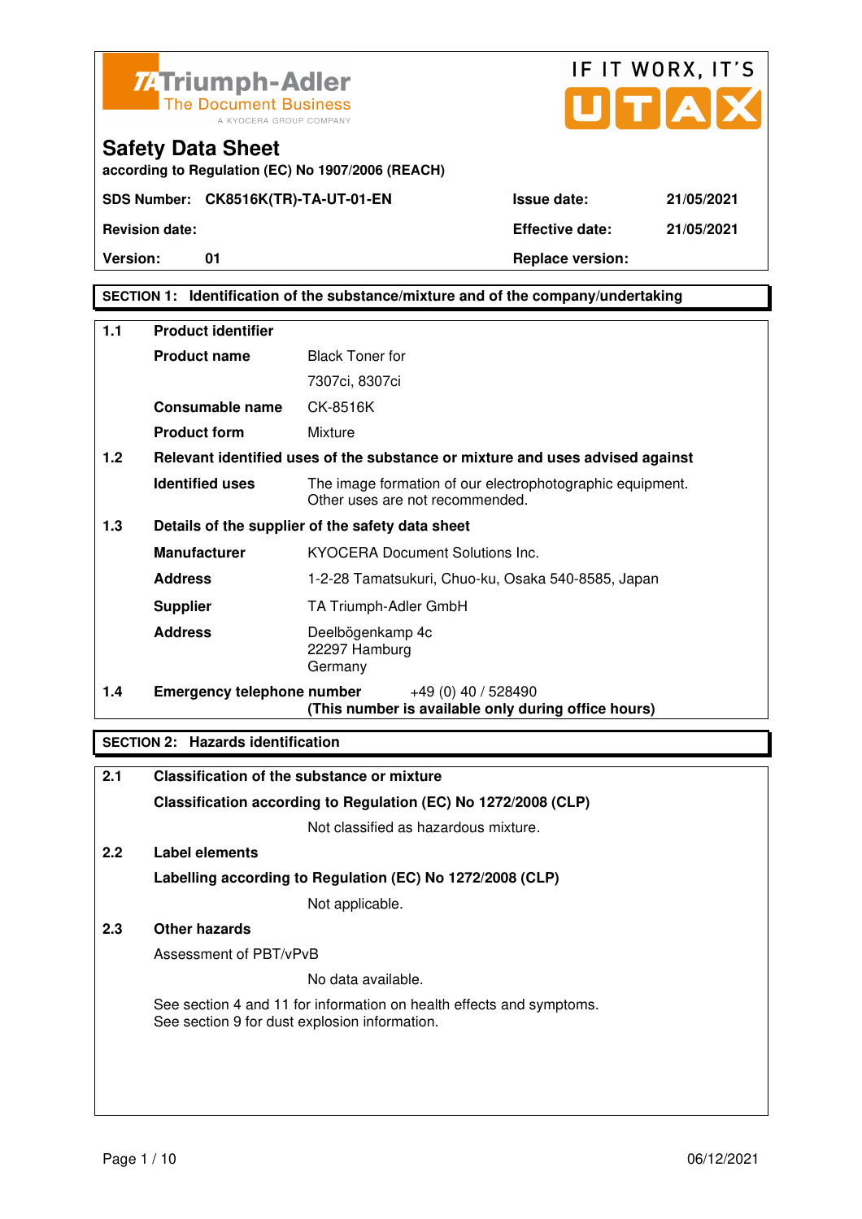Triumph-Adler
The Document Business
A KYOCERA GROUP COMPANY

IF IT WORX, IT'S UTAX

# Safety Data Sheet

**according to Regulation (EC) No 1907/2006 (REACH)**

| **SDS Number:** CK8516K(TR)-TA-UT-01-EN | **Issue date:** | 21/05/2021 |
|---|---|---|
| **Revision date:** | **Effective date:** | 21/05/2021 |
| **Version:** 01 | **Replace version:** | |

## SECTION 1: Identification of the substance/mixture and of the company/undertaking

**1.1 Product identifier**

| | |
|---|---|
| **Product name** | Black Toner for 7307ci, 8307ci |
| **Consumable name** | CK-8516K |
| **Product form** | Mixture |

**1.2 Relevant identified uses of the substance or mixture and uses advised against**

| | |
|---|---|
| **Identified uses** | The image formation of our electrophotographic equipment. Other uses are not recommended. |

**1.3 Details of the supplier of the safety data sheet**

| | |
|---|---|
| **Manufacturer** | KYOCERA Document Solutions Inc. |
| **Address** | 1-2-28 Tamatsukuri, Chuo-ku, Osaka 540-8585, Japan |
| **Supplier** | TA Triumph-Adler GmbH |
| **Address** | Deelbögenkamp 4c<br>22297 Hamburg<br>Germany |

**1.4 Emergency telephone number** +49 (0) 40 / 528490
**(This number is available only during office hours)**

## SECTION 2: Hazards identification

**2.1 Classification of the substance or mixture**

**Classification according to Regulation (EC) No 1272/2008 (CLP)**

Not classified as hazardous mixture.

**2.2 Label elements**

**Labelling according to Regulation (EC) No 1272/2008 (CLP)**

Not applicable.

**2.3 Other hazards**

Assessment of PBT/vPvB

No data available.

See section 4 and 11 for information on health effects and symptoms.
See section 9 for dust explosion information.

06/12/2021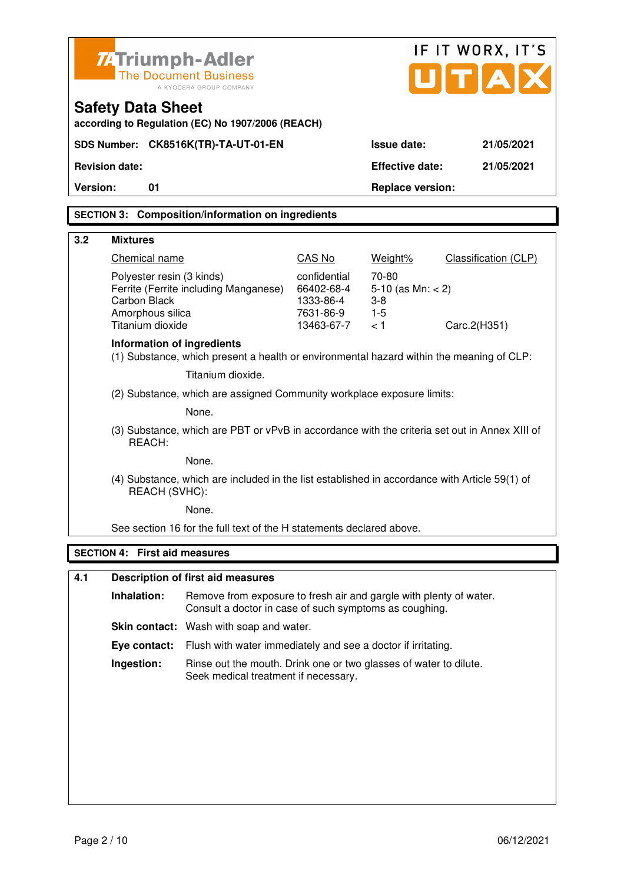**Triumph-Adler** The Document Business — A KYOCERA GROUP COMPANY

IF IT WORX, IT'S UTAX

# Safety Data Sheet

**according to Regulation (EC) No 1907/2006 (REACH)**

| | | | |
|---|---|---|---|
| **SDS Number:** | **CK8516K(TR)-TA-UT-01-EN** | **Issue date:** | **21/05/2021** |
| **Revision date:** | | **Effective date:** | **21/05/2021** |
| **Version:** | **01** | **Replace version:** | |

## SECTION 3: Composition/information on ingredients

### 3.2 Mixtures

| Chemical name | CAS No | Weight% | Classification (CLP) |
|---|---|---|---|
| Polyester resin (3 kinds) | confidential | 70-80 | |
| Ferrite (Ferrite including Manganese) | 66402-68-4 | 5-10 (as Mn: < 2) | |
| Carbon Black | 1333-86-4 | 3-8 | |
| Amorphous silica | 7631-86-9 | 1-5 | |
| Titanium dioxide | 13463-67-7 | < 1 | Carc.2(H351) |

**Information of ingredients**

(1) Substance, which present a health or environmental hazard within the meaning of CLP:

Titanium dioxide.

(2) Substance, which are assigned Community workplace exposure limits:

None.

(3) Substance, which are PBT or vPvB in accordance with the criteria set out in Annex XIII of REACH:

None.

(4) Substance, which are included in the list established in accordance with Article 59(1) of REACH (SVHC):

None.

See section 16 for the full text of the H statements declared above.

## SECTION 4: First aid measures

### 4.1 Description of first aid measures

**Inhalation:** Remove from exposure to fresh air and gargle with plenty of water. Consult a doctor in case of such symptoms as coughing.

**Skin contact:** Wash with soap and water.

**Eye contact:** Flush with water immediately and see a doctor if irritating.

**Ingestion:** Rinse out the mouth. Drink one or two glasses of water to dilute. Seek medical treatment if necessary.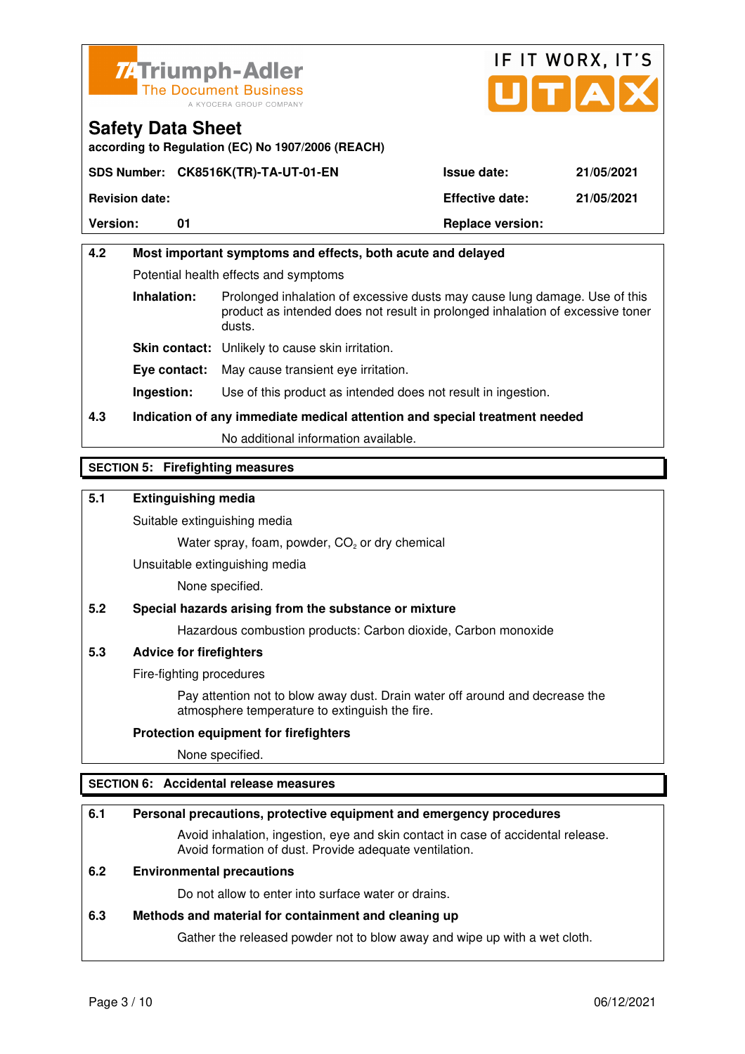## 4.2 Most important symptoms and effects, both acute and delayed

Potential health effects and symptoms

**Inhalation:** Prolonged inhalation of excessive dusts may cause lung damage. Use of this product as intended does not result in prolonged inhalation of excessive toner dusts.

**Skin contact:** Unlikely to cause skin irritation.

**Eye contact:** May cause transient eye irritation.

**Ingestion:** Use of this product as intended does not result in ingestion.

## 4.3 Indication of any immediate medical attention and special treatment needed

No additional information available.

# SECTION 5: Firefighting measures

## 5.1 Extinguishing media

Suitable extinguishing media

Water spray, foam, powder, $CO_2$ or dry chemical

Unsuitable extinguishing media

None specified.

## 5.2 Special hazards arising from the substance or mixture

Hazardous combustion products: Carbon dioxide, Carbon monoxide

## 5.3 Advice for firefighters

Fire-fighting procedures

Pay attention not to blow away dust. Drain water off around and decrease the atmosphere temperature to extinguish the fire.

**Protection equipment for firefighters**

None specified.

# SECTION 6: Accidental release measures

## 6.1 Personal precautions, protective equipment and emergency procedures

Avoid inhalation, ingestion, eye and skin contact in case of accidental release. Avoid formation of dust. Provide adequate ventilation.

## 6.2 Environmental precautions

Do not allow to enter into surface water or drains.

## 6.3 Methods and material for containment and cleaning up

Gather the released powder not to blow away and wipe up with a wet cloth.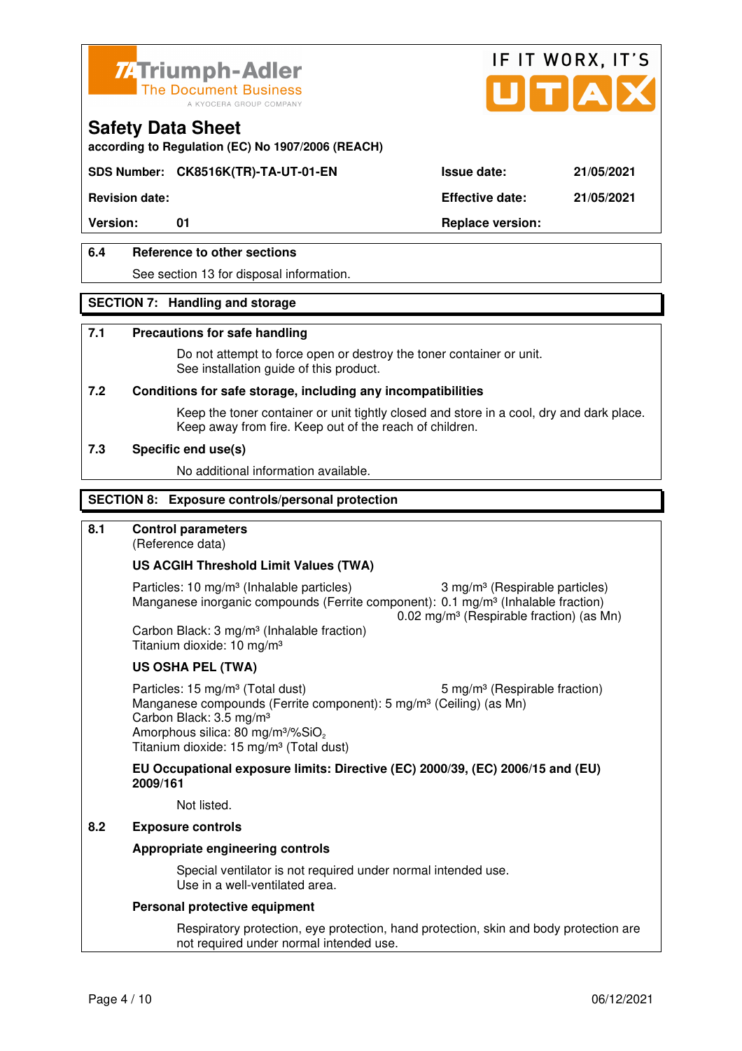Safety Data Sheet

according to Regulation (EC) No 1907/2006 (REACH)

| SDS Number: | CK8516K(TR)-TA-UT-01-EN | Issue date: | 21/05/2021 |
|---|---|---|---|
| Revision date: | | Effective date: | 21/05/2021 |
| Version: | 01 | Replace version: | |

**6.4 Reference to other sections**

See section 13 for disposal information.

## SECTION 7: Handling and storage

**7.1 Precautions for safe handling**

Do not attempt to force open or destroy the toner container or unit.
See installation guide of this product.

**7.2 Conditions for safe storage, including any incompatibilities**

Keep the toner container or unit tightly closed and store in a cool, dry and dark place.
Keep away from fire. Keep out of the reach of children.

**7.3 Specific end use(s)**

No additional information available.

## SECTION 8: Exposure controls/personal protection

**8.1 Control parameters**
(Reference data)

**US ACGIH Threshold Limit Values (TWA)**

Particles: 10 mg/m³ (Inhalable particles) 3 mg/m³ (Respirable particles)
Manganese inorganic compounds (Ferrite component): 0.1 mg/m³ (Inhalable fraction)
0.02 mg/m³ (Respirable fraction) (as Mn)
Carbon Black: 3 mg/m³ (Inhalable fraction)
Titanium dioxide: 10 mg/m³

**US OSHA PEL (TWA)**

Particles: 15 mg/m³ (Total dust) 5 mg/m³ (Respirable fraction)
Manganese compounds (Ferrite component): 5 mg/m³ (Ceiling) (as Mn)
Carbon Black: 3.5 mg/m³
Amorphous silica: 80 mg/m³/%$SiO_2$
Titanium dioxide: 15 mg/m³ (Total dust)

**EU Occupational exposure limits: Directive (EC) 2000/39, (EC) 2006/15 and (EU) 2009/161**

Not listed.

**8.2 Exposure controls**

**Appropriate engineering controls**

Special ventilator is not required under normal intended use.
Use in a well-ventilated area.

**Personal protective equipment**

Respiratory protection, eye protection, hand protection, skin and body protection are not required under normal intended use.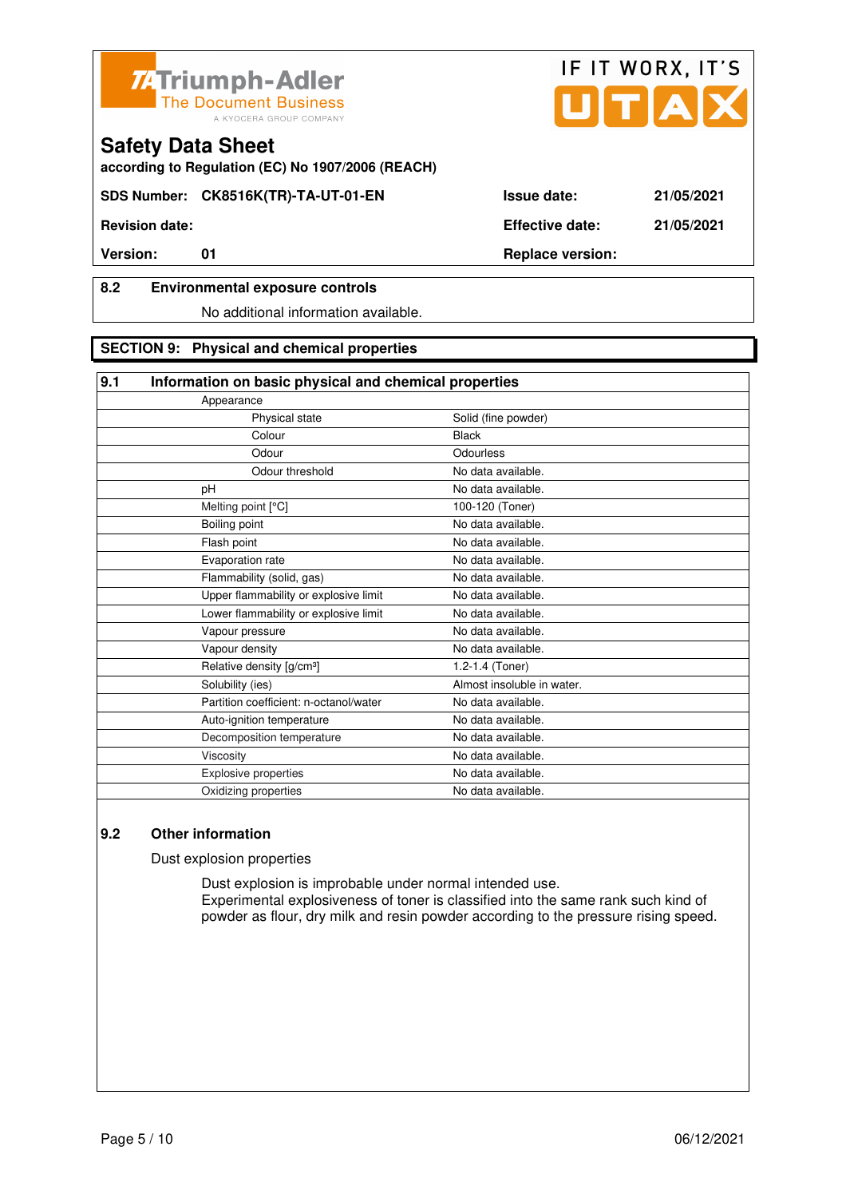## Safety Data Sheet

according to Regulation (EC) No 1907/2006 (REACH)

| | | | |
|---|---|---|---|
| **SDS Number:** | **CK8516K(TR)-TA-UT-01-EN** | **Issue date:** | **21/05/2021** |
| **Revision date:** | | **Effective date:** | **21/05/2021** |
| **Version:** | **01** | **Replace version:** | |

### 8.2 Environmental exposure controls

No additional information available.

## SECTION 9: Physical and chemical properties

### 9.1 Information on basic physical and chemical properties

| Property | Value |
|---|---|
| Appearance | |
| Physical state | Solid (fine powder) |
| Colour | Black |
| Odour | Odourless |
| Odour threshold | No data available. |
| pH | No data available. |
| Melting point [°C] | 100-120 (Toner) |
| Boiling point | No data available. |
| Flash point | No data available. |
| Evaporation rate | No data available. |
| Flammability (solid, gas) | No data available. |
| Upper flammability or explosive limit | No data available. |
| Lower flammability or explosive limit | No data available. |
| Vapour pressure | No data available. |
| Vapour density | No data available. |
| Relative density [g/cm³] | 1.2-1.4 (Toner) |
| Solubility (ies) | Almost insoluble in water. |
| Partition coefficient: n-octanol/water | No data available. |
| Auto-ignition temperature | No data available. |
| Decomposition temperature | No data available. |
| Viscosity | No data available. |
| Explosive properties | No data available. |
| Oxidizing properties | No data available. |

### 9.2 Other information

Dust explosion properties

Dust explosion is improbable under normal intended use.
Experimental explosiveness of toner is classified into the same rank such kind of powder as flour, dry milk and resin powder according to the pressure rising speed.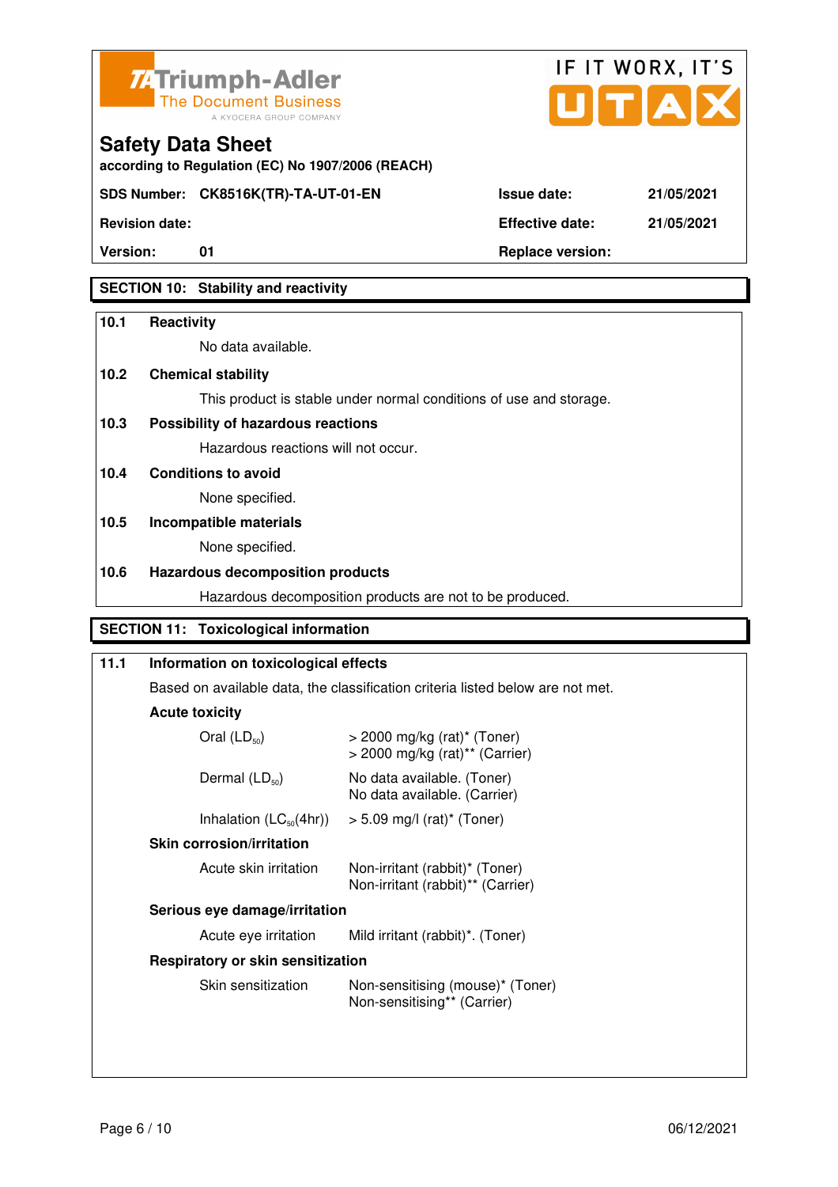**Safety Data Sheet**

according to Regulation (EC) No 1907/2006 (REACH)

| | | | |
|---|---|---|---|
| **SDS Number:** | **CK8516K(TR)-TA-UT-01-EN** | **Issue date:** | **21/05/2021** |
| **Revision date:** | | **Effective date:** | **21/05/2021** |
| **Version:** | **01** | **Replace version:** | |

## SECTION 10: Stability and reactivity

**10.1 Reactivity**

No data available.

**10.2 Chemical stability**

This product is stable under normal conditions of use and storage.

**10.3 Possibility of hazardous reactions**

Hazardous reactions will not occur.

**10.4 Conditions to avoid**

None specified.

**10.5 Incompatible materials**

None specified.

**10.6 Hazardous decomposition products**

Hazardous decomposition products are not to be produced.

## SECTION 11: Toxicological information

**11.1 Information on toxicological effects**

Based on available data, the classification criteria listed below are not met.

**Acute toxicity**

| | |
|---|---|
| Oral ($LD_{50}$) | > 2000 mg/kg (rat)* (Toner)<br>> 2000 mg/kg (rat)** (Carrier) |
| Dermal ($LD_{50}$) | No data available. (Toner)<br>No data available. (Carrier) |
| Inhalation ($LC_{50}$(4hr)) | > 5.09 mg/l (rat)* (Toner) |

**Skin corrosion/irritation**

| | |
|---|---|
| Acute skin irritation | Non-irritant (rabbit)* (Toner)<br>Non-irritant (rabbit)** (Carrier) |

**Serious eye damage/irritation**

| | |
|---|---|
| Acute eye irritation | Mild irritant (rabbit)*. (Toner) |

**Respiratory or skin sensitization**

| | |
|---|---|
| Skin sensitization | Non-sensitising (mouse)* (Toner)<br>Non-sensitising** (Carrier) |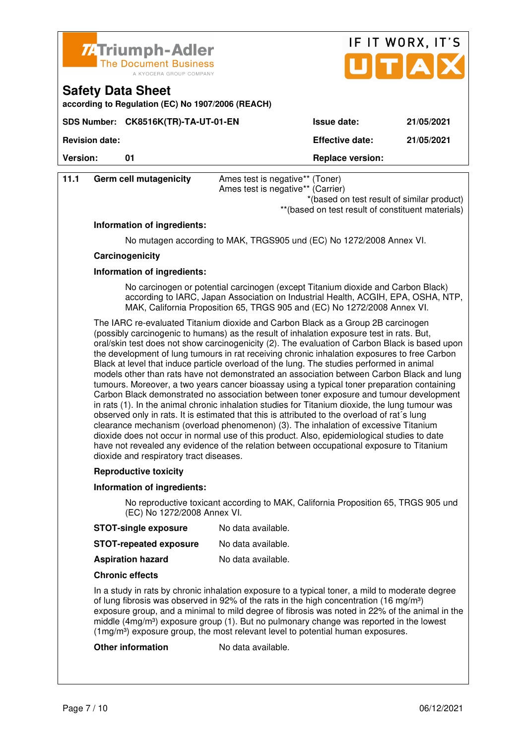**Safety Data Sheet**

according to Regulation (EC) No 1907/2006 (REACH)

| SDS Number: CK8516K(TR)-TA-UT-01-EN | Issue date: | 21/05/2021 |
|---|---|---|
| Revision date: | Effective date: | 21/05/2021 |
| Version: 01 | Replace version: | |

**11.1 Germ cell mutagenicity**

Ames test is negative** (Toner)
Ames test is negative** (Carrier)

*(based on test result of similar product)
**(based on test result of constituent materials)

**Information of ingredients:**

No mutagen according to MAK, TRGS905 und (EC) No 1272/2008 Annex VI.

**Carcinogenicity**

**Information of ingredients:**

No carcinogen or potential carcinogen (except Titanium dioxide and Carbon Black) according to IARC, Japan Association on Industrial Health, ACGIH, EPA, OSHA, NTP, MAK, California Proposition 65, TRGS 905 and (EC) No 1272/2008 Annex VI.

The IARC re-evaluated Titanium dioxide and Carbon Black as a Group 2B carcinogen (possibly carcinogenic to humans) as the result of inhalation exposure test in rats. But, oral/skin test does not show carcinogenicity (2). The evaluation of Carbon Black is based upon the development of lung tumours in rat receiving chronic inhalation exposures to free Carbon Black at level that induce particle overload of the lung. The studies performed in animal models other than rats have not demonstrated an association between Carbon Black and lung tumours. Moreover, a two years cancer bioassay using a typical toner preparation containing Carbon Black demonstrated no association between toner exposure and tumour development in rats (1). In the animal chronic inhalation studies for Titanium dioxide, the lung tumour was observed only in rats. It is estimated that this is attributed to the overload of rat´s lung clearance mechanism (overload phenomenon) (3). The inhalation of excessive Titanium dioxide does not occur in normal use of this product. Also, epidemiological studies to date have not revealed any evidence of the relation between occupational exposure to Titanium dioxide and respiratory tract diseases.

**Reproductive toxicity**

**Information of ingredients:**

No reproductive toxicant according to MAK, California Proposition 65, TRGS 905 und (EC) No 1272/2008 Annex VI.

**STOT-single exposure** No data available.

**STOT-repeated exposure** No data available.

**Aspiration hazard** No data available.

**Chronic effects**

In a study in rats by chronic inhalation exposure to a typical toner, a mild to moderate degree of lung fibrosis was observed in 92% of the rats in the high concentration (16 mg/m$^3$) exposure group, and a minimal to mild degree of fibrosis was noted in 22% of the animal in the middle (4mg/m$^3$) exposure group (1). But no pulmonary change was reported in the lowest (1mg/m$^3$) exposure group, the most relevant level to potential human exposures.

**Other information** No data available.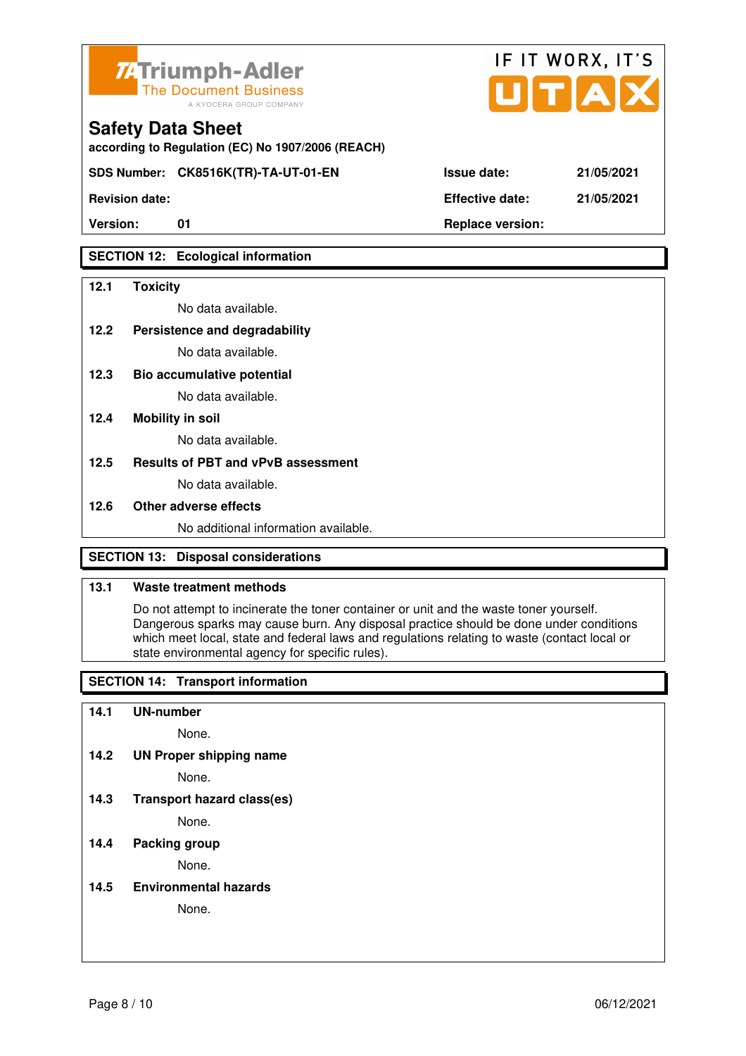# Safety Data Sheet

according to Regulation (EC) No 1907/2006 (REACH)

| SDS Number: | CK8516K(TR)-TA-UT-01-EN | Issue date: | 21/05/2021 |
|---|---|---|---|
| Revision date: | | Effective date: | 21/05/2021 |
| Version: | 01 | Replace version: | |

## SECTION 12: Ecological information

**12.1 Toxicity**

No data available.

**12.2 Persistence and degradability**

No data available.

**12.3 Bio accumulative potential**

No data available.

**12.4 Mobility in soil**

No data available.

**12.5 Results of PBT and vPvB assessment**

No data available.

**12.6 Other adverse effects**

No additional information available.

## SECTION 13: Disposal considerations

**13.1 Waste treatment methods**

Do not attempt to incinerate the toner container or unit and the waste toner yourself. Dangerous sparks may cause burn. Any disposal practice should be done under conditions which meet local, state and federal laws and regulations relating to waste (contact local or state environmental agency for specific rules).

## SECTION 14: Transport information

**14.1 UN-number**

None.

**14.2 UN Proper shipping name**

None.

**14.3 Transport hazard class(es)**

None.

**14.4 Packing group**

None.

**14.5 Environmental hazards**

None.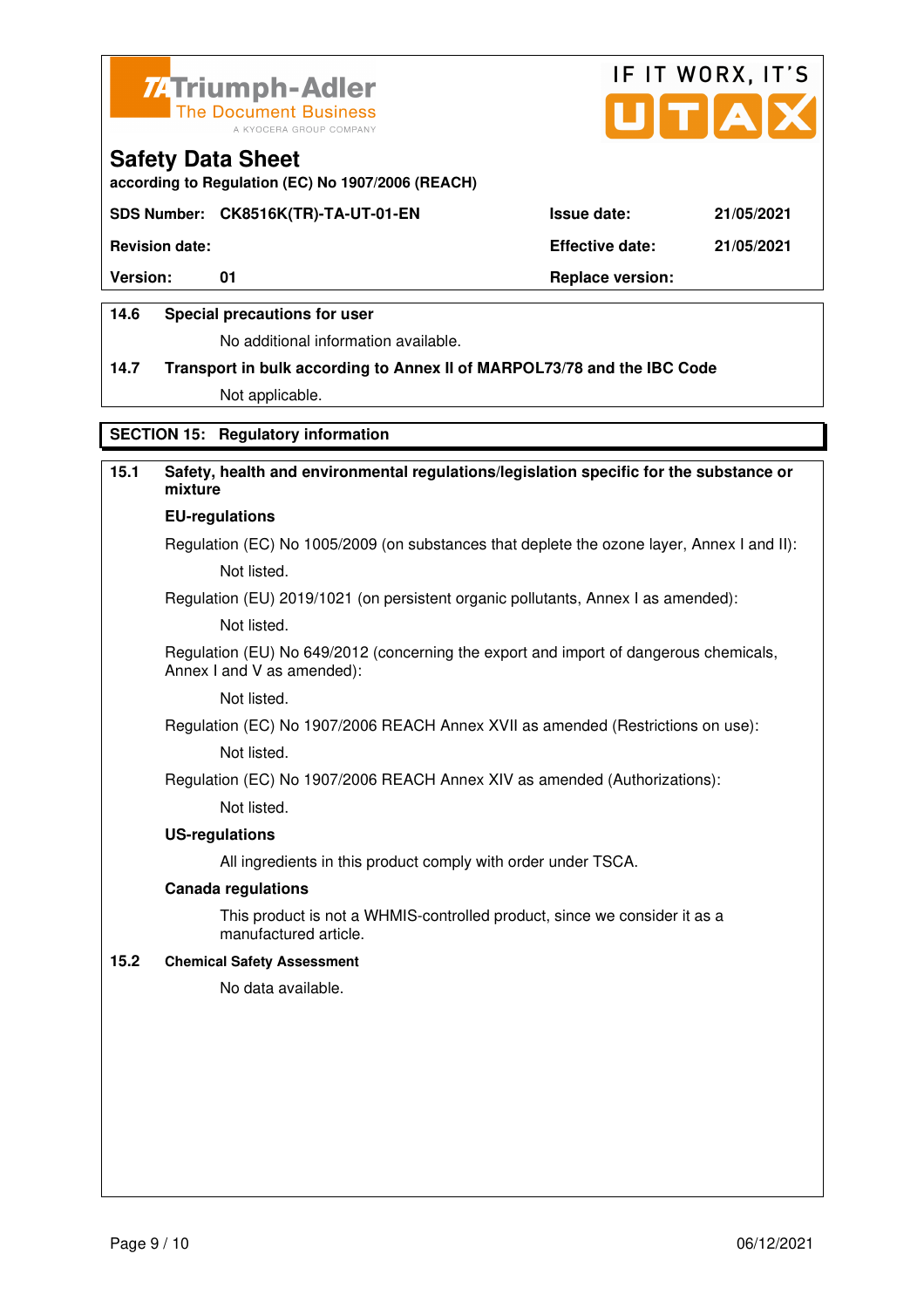Triumph-Adler
The Document Business
A KYOCERA GROUP COMPANY

IF IT WORX, IT'S UTAX

## Safety Data Sheet

according to Regulation (EC) No 1907/2006 (REACH)

| SDS Number: | CK8516K(TR)-TA-UT-01-EN | Issue date: | 21/05/2021 |
|---|---|---|---|
| Revision date: | | Effective date: | 21/05/2021 |
| Version: | 01 | Replace version: | |

**14.6 Special precautions for user**

No additional information available.

**14.7 Transport in bulk according to Annex II of MARPOL73/78 and the IBC Code**

Not applicable.

## SECTION 15: Regulatory information

**15.1 Safety, health and environmental regulations/legislation specific for the substance or mixture**

**EU-regulations**

Regulation (EC) No 1005/2009 (on substances that deplete the ozone layer, Annex I and II):

Not listed.

Regulation (EU) 2019/1021 (on persistent organic pollutants, Annex I as amended):

Not listed.

Regulation (EU) No 649/2012 (concerning the export and import of dangerous chemicals, Annex I and V as amended):

Not listed.

Regulation (EC) No 1907/2006 REACH Annex XVII as amended (Restrictions on use):

Not listed.

Regulation (EC) No 1907/2006 REACH Annex XIV as amended (Authorizations):

Not listed.

**US-regulations**

All ingredients in this product comply with order under TSCA.

**Canada regulations**

This product is not a WHMIS-controlled product, since we consider it as a manufactured article.

**15.2 Chemical Safety Assessment**

No data available.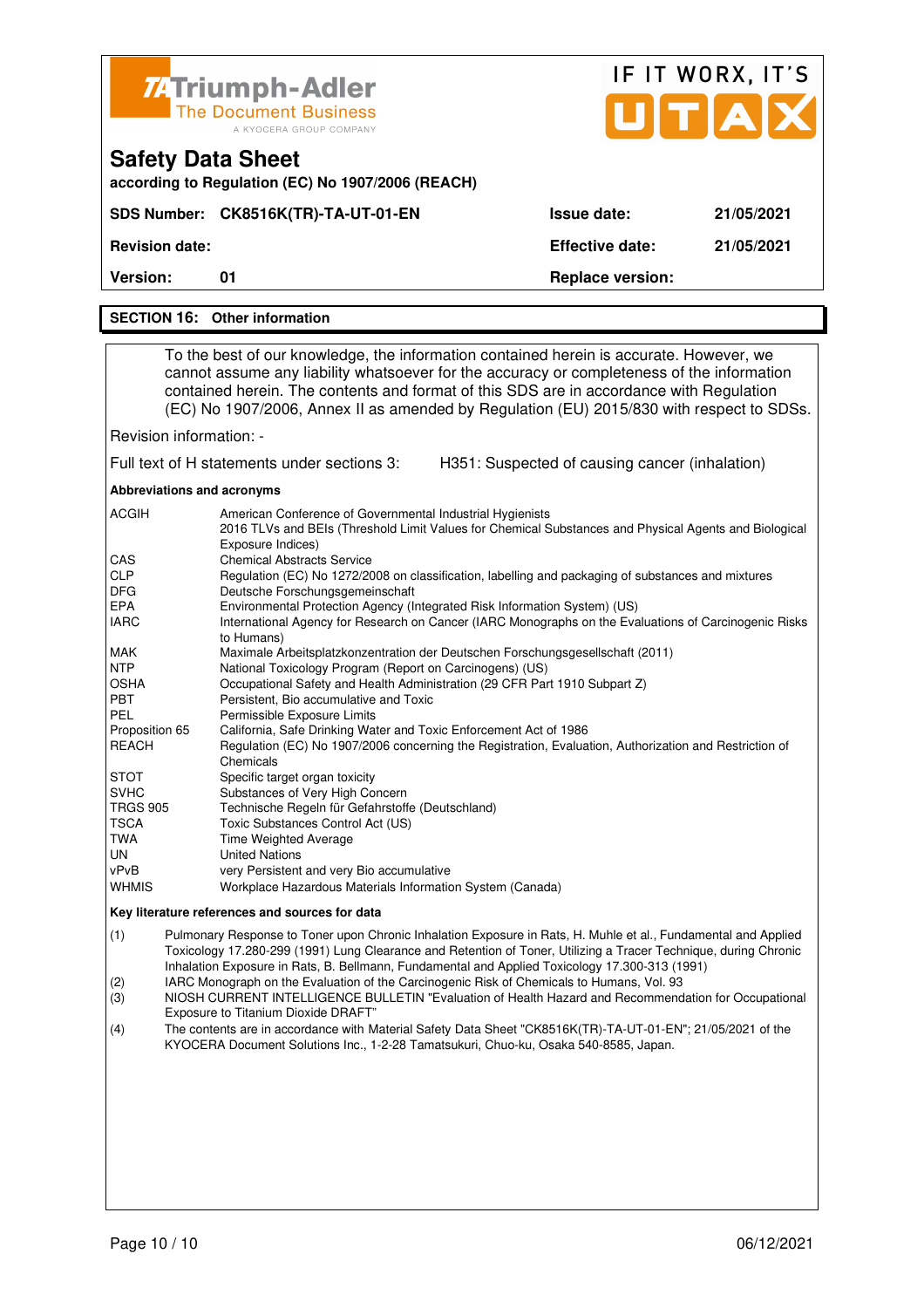# Safety Data Sheet

according to Regulation (EC) No 1907/2006 (REACH)

| SDS Number: | CK8516K(TR)-TA-UT-01-EN | Issue date: | 21/05/2021 |
|---|---|---|---|
| Revision date: | | Effective date: | 21/05/2021 |
| Version: | 01 | Replace version: | |

## SECTION 16: Other information

To the best of our knowledge, the information contained herein is accurate. However, we cannot assume any liability whatsoever for the accuracy or completeness of the information contained herein. The contents and format of this SDS are in accordance with Regulation (EC) No 1907/2006, Annex II as amended by Regulation (EU) 2015/830 with respect to SDSs.

Revision information: -

Full text of H statements under sections 3: H351: Suspected of causing cancer (inhalation)

**Abbreviations and acronyms**

| | |
|---|---|
| ACGIH | American Conference of Governmental Industrial Hygienists 2016 TLVs and BEIs (Threshold Limit Values for Chemical Substances and Physical Agents and Biological Exposure Indices) |
| CAS | Chemical Abstracts Service |
| CLP | Regulation (EC) No 1272/2008 on classification, labelling and packaging of substances and mixtures |
| DFG | Deutsche Forschungsgemeinschaft |
| EPA | Environmental Protection Agency (Integrated Risk Information System) (US) |
| IARC | International Agency for Research on Cancer (IARC Monographs on the Evaluations of Carcinogenic Risks to Humans) |
| MAK | Maximale Arbeitsplatzkonzentration der Deutschen Forschungsgesellschaft (2011) |
| NTP | National Toxicology Program (Report on Carcinogens) (US) |
| OSHA | Occupational Safety and Health Administration (29 CFR Part 1910 Subpart Z) |
| PBT | Persistent, Bio accumulative and Toxic |
| PEL | Permissible Exposure Limits |
| Proposition 65 | California, Safe Drinking Water and Toxic Enforcement Act of 1986 |
| REACH | Regulation (EC) No 1907/2006 concerning the Registration, Evaluation, Authorization and Restriction of Chemicals |
| STOT | Specific target organ toxicity |
| SVHC | Substances of Very High Concern |
| TRGS 905 | Technische Regeln für Gefahrstoffe (Deutschland) |
| TSCA | Toxic Substances Control Act (US) |
| TWA | Time Weighted Average |
| UN | United Nations |
| vPvB | very Persistent and very Bio accumulative |
| WHMIS | Workplace Hazardous Materials Information System (Canada) |

**Key literature references and sources for data**

(1) Pulmonary Response to Toner upon Chronic Inhalation Exposure in Rats, H. Muhle et al., Fundamental and Applied Toxicology 17.280-299 (1991) Lung Clearance and Retention of Toner, Utilizing a Tracer Technique, during Chronic Inhalation Exposure in Rats, B. Bellmann, Fundamental and Applied Toxicology 17.300-313 (1991)

(2) IARC Monograph on the Evaluation of the Carcinogenic Risk of Chemicals to Humans, Vol. 93

(3) NIOSH CURRENT INTELLIGENCE BULLETIN "Evaluation of Health Hazard and Recommendation for Occupational Exposure to Titanium Dioxide DRAFT"

(4) The contents are in accordance with Material Safety Data Sheet "CK8516K(TR)-TA-UT-01-EN"; 21/05/2021 of the KYOCERA Document Solutions Inc., 1-2-28 Tamatsukuri, Chuo-ku, Osaka 540-8585, Japan.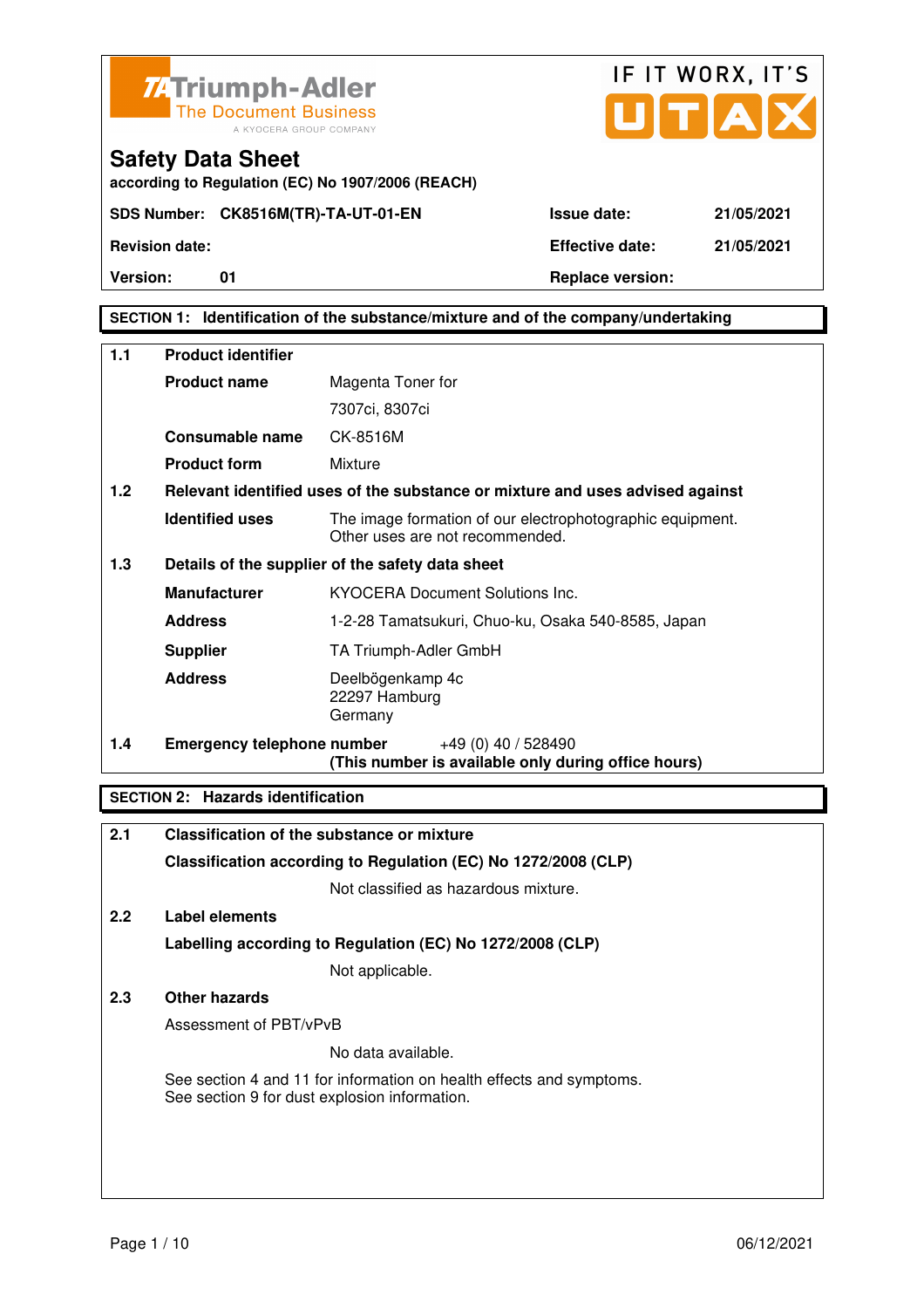Triumph-Adler
The Document Business
A KYOCERA GROUP COMPANY

IF IT WORX, IT'S UTAX

# Safety Data Sheet

**according to Regulation (EC) No 1907/2006 (REACH)**

| | | | |
|---|---|---|---|
| **SDS Number:** | **CK8516M(TR)-TA-UT-01-EN** | **Issue date:** | **21/05/2021** |
| **Revision date:** | | **Effective date:** | **21/05/2021** |
| **Version:** | **01** | **Replace version:** | |

## SECTION 1: Identification of the substance/mixture and of the company/undertaking

**1.1 Product identifier**

| | |
|---|---|
| **Product name** | Magenta Toner for 7307ci, 8307ci |
| **Consumable name** | CK-8516M |
| **Product form** | Mixture |

**1.2 Relevant identified uses of the substance or mixture and uses advised against**

| | |
|---|---|
| **Identified uses** | The image formation of our electrophotographic equipment. Other uses are not recommended. |

**1.3 Details of the supplier of the safety data sheet**

| | |
|---|---|
| **Manufacturer** | KYOCERA Document Solutions Inc. |
| **Address** | 1-2-28 Tamatsukuri, Chuo-ku, Osaka 540-8585, Japan |
| **Supplier** | TA Triumph-Adler GmbH |
| **Address** | Deelbögenkamp 4c<br>22297 Hamburg<br>Germany |

**1.4 Emergency telephone number** +49 (0) 40 / 528490
**(This number is available only during office hours)**

## SECTION 2: Hazards identification

**2.1 Classification of the substance or mixture**

**Classification according to Regulation (EC) No 1272/2008 (CLP)**

Not classified as hazardous mixture.

**2.2 Label elements**

**Labelling according to Regulation (EC) No 1272/2008 (CLP)**

Not applicable.

**2.3 Other hazards**

Assessment of PBT/vPvB

No data available.

See section 4 and 11 for information on health effects and symptoms.
See section 9 for dust explosion information.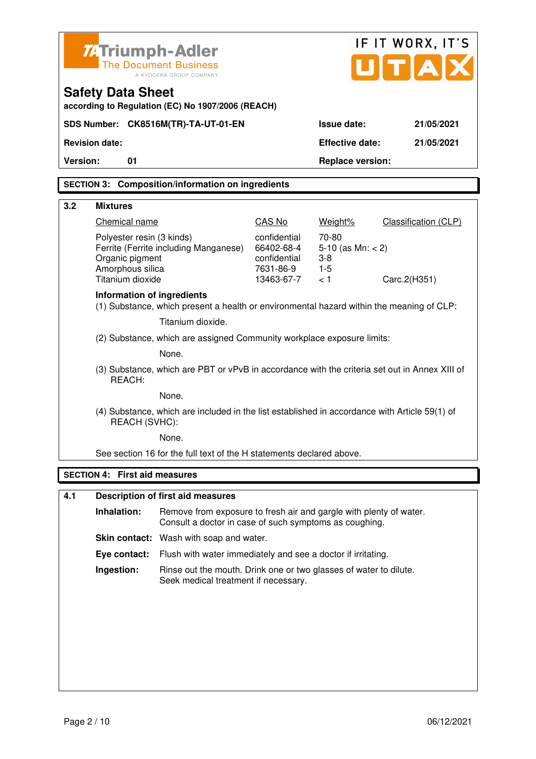Triumph-Adler
The Document Business
A KYOCERA GROUP COMPANY

IF IT WORX, IT'S UTAX

# Safety Data Sheet

**according to Regulation (EC) No 1907/2006 (REACH)**

| | | | |
|---|---|---|---|
| **SDS Number:** | **CK8516M(TR)-TA-UT-01-EN** | **Issue date:** | **21/05/2021** |
| **Revision date:** | | **Effective date:** | **21/05/2021** |
| **Version:** | **01** | **Replace version:** | |

## SECTION 3: Composition/information on ingredients

### 3.2 Mixtures

| Chemical name | CAS No | Weight% | Classification (CLP) |
|---|---|---|---|
| Polyester resin (3 kinds) | confidential | 70-80 | |
| Ferrite (Ferrite including Manganese) | 66402-68-4 | 5-10 (as Mn: < 2) | |
| Organic pigment | confidential | 3-8 | |
| Amorphous silica | 7631-86-9 | 1-5 | |
| Titanium dioxide | 13463-67-7 | < 1 | Carc.2(H351) |

**Information of ingredients**

(1) Substance, which present a health or environmental hazard within the meaning of CLP:

Titanium dioxide.

(2) Substance, which are assigned Community workplace exposure limits:

None.

(3) Substance, which are PBT or vPvB in accordance with the criteria set out in Annex XIII of REACH:

None.

(4) Substance, which are included in the list established in accordance with Article 59(1) of REACH (SVHC):

None.

See section 16 for the full text of the H statements declared above.

## SECTION 4: First aid measures

### 4.1 Description of first aid measures

**Inhalation:** Remove from exposure to fresh air and gargle with plenty of water. Consult a doctor in case of such symptoms as coughing.

**Skin contact:** Wash with soap and water.

**Eye contact:** Flush with water immediately and see a doctor if irritating.

**Ingestion:** Rinse out the mouth. Drink one or two glasses of water to dilute. Seek medical treatment if necessary.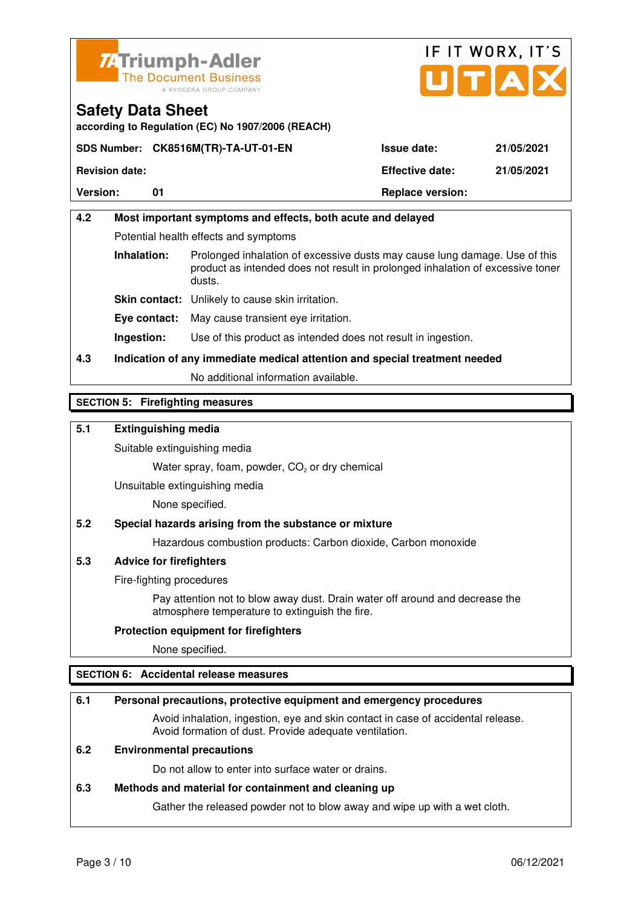Safety Data Sheet

according to Regulation (EC) No 1907/2006 (REACH)

| SDS Number: CK8516M(TR)-TA-UT-01-EN | Issue date: | 21/05/2021 |
|---|---|---|
| Revision date: | Effective date: | 21/05/2021 |
| Version: 01 | Replace version: | |

### 4.2 Most important symptoms and effects, both acute and delayed

Potential health effects and symptoms

**Inhalation:** Prolonged inhalation of excessive dusts may cause lung damage. Use of this product as intended does not result in prolonged inhalation of excessive toner dusts.

**Skin contact:** Unlikely to cause skin irritation.

**Eye contact:** May cause transient eye irritation.

**Ingestion:** Use of this product as intended does not result in ingestion.

### 4.3 Indication of any immediate medical attention and special treatment needed

No additional information available.

## SECTION 5: Firefighting measures

### 5.1 Extinguishing media

Suitable extinguishing media

Water spray, foam, powder, $CO_2$ or dry chemical

Unsuitable extinguishing media

None specified.

### 5.2 Special hazards arising from the substance or mixture

Hazardous combustion products: Carbon dioxide, Carbon monoxide

### 5.3 Advice for firefighters

Fire-fighting procedures

Pay attention not to blow away dust. Drain water off around and decrease the atmosphere temperature to extinguish the fire.

**Protection equipment for firefighters**

None specified.

## SECTION 6: Accidental release measures

### 6.1 Personal precautions, protective equipment and emergency procedures

Avoid inhalation, ingestion, eye and skin contact in case of accidental release. Avoid formation of dust. Provide adequate ventilation.

### 6.2 Environmental precautions

Do not allow to enter into surface water or drains.

### 6.3 Methods and material for containment and cleaning up

Gather the released powder not to blow away and wipe up with a wet cloth.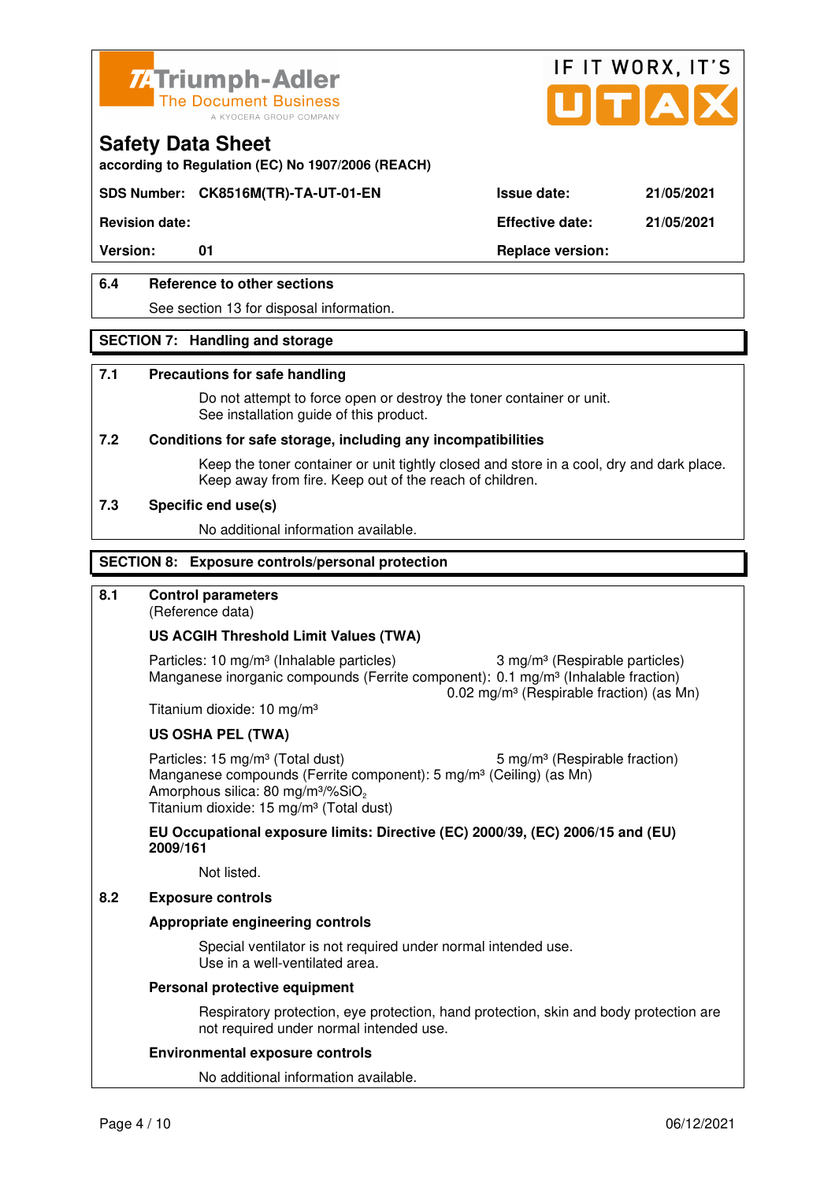# Safety Data Sheet

according to Regulation (EC) No 1907/2006 (REACH)

**SDS Number:** CK8516M(TR)-TA-UT-01-EN | **Issue date:** 21/05/2021

**Revision date:** | **Effective date:** 21/05/2021

**Version:** 01 | **Replace version:**

### 6.4 Reference to other sections

See section 13 for disposal information.

## SECTION 7: Handling and storage

### 7.1 Precautions for safe handling

Do not attempt to force open or destroy the toner container or unit.
See installation guide of this product.

### 7.2 Conditions for safe storage, including any incompatibilities

Keep the toner container or unit tightly closed and store in a cool, dry and dark place.
Keep away from fire. Keep out of the reach of children.

### 7.3 Specific end use(s)

No additional information available.

## SECTION 8: Exposure controls/personal protection

### 8.1 Control parameters

(Reference data)

**US ACGIH Threshold Limit Values (TWA)**

Particles: 10 mg/m³ (Inhalable particles) 3 mg/m³ (Respirable particles)
Manganese inorganic compounds (Ferrite component): 0.1 mg/m³ (Inhalable fraction)
0.02 mg/m³ (Respirable fraction) (as Mn)
Titanium dioxide: 10 mg/m³

**US OSHA PEL (TWA)**

Particles: 15 mg/m³ (Total dust) 5 mg/m³ (Respirable fraction)
Manganese compounds (Ferrite component): 5 mg/m³ (Ceiling) (as Mn)
Amorphous silica: 80 mg/m³/%$SiO_2$
Titanium dioxide: 15 mg/m³ (Total dust)

**EU Occupational exposure limits: Directive (EC) 2000/39, (EC) 2006/15 and (EU) 2009/161**

Not listed.

### 8.2 Exposure controls

**Appropriate engineering controls**

Special ventilator is not required under normal intended use.
Use in a well-ventilated area.

**Personal protective equipment**

Respiratory protection, eye protection, hand protection, skin and body protection are not required under normal intended use.

**Environmental exposure controls**

No additional information available.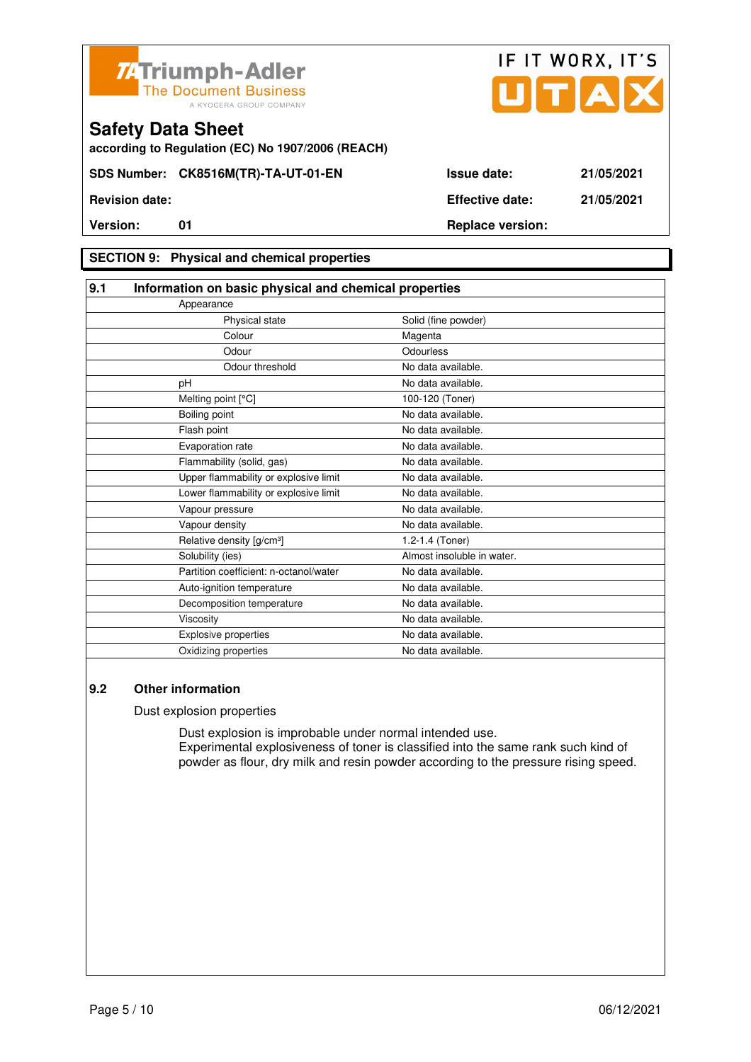# Safety Data Sheet

according to Regulation (EC) No 1907/2006 (REACH)

| SDS Number: CK8516M(TR)-TA-UT-01-EN | | Issue date: | 21/05/2021 |
|---|---|---|---|
| Revision date: | | Effective date: | 21/05/2021 |
| Version: | 01 | Replace version: | |

## SECTION 9: Physical and chemical properties

### 9.1 Information on basic physical and chemical properties

| Property | Value |
|---|---|
| Appearance | |
| Physical state | Solid (fine powder) |
| Colour | Magenta |
| Odour | Odourless |
| Odour threshold | No data available. |
| pH | No data available. |
| Melting point [°C] | 100-120 (Toner) |
| Boiling point | No data available. |
| Flash point | No data available. |
| Evaporation rate | No data available. |
| Flammability (solid, gas) | No data available. |
| Upper flammability or explosive limit | No data available. |
| Lower flammability or explosive limit | No data available. |
| Vapour pressure | No data available. |
| Vapour density | No data available. |
| Relative density [g/cm³] | 1.2-1.4 (Toner) |
| Solubility (ies) | Almost insoluble in water. |
| Partition coefficient: n-octanol/water | No data available. |
| Auto-ignition temperature | No data available. |
| Decomposition temperature | No data available. |
| Viscosity | No data available. |
| Explosive properties | No data available. |
| Oxidizing properties | No data available. |

### 9.2 Other information

Dust explosion properties

Dust explosion is improbable under normal intended use.
Experimental explosiveness of toner is classified into the same rank such kind of powder as flour, dry milk and resin powder according to the pressure rising speed.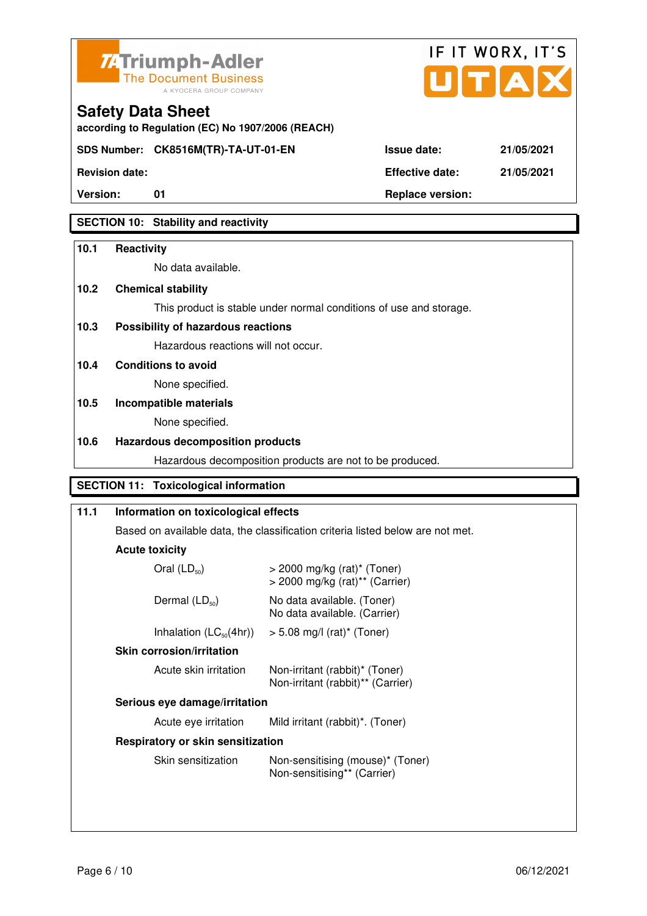# Safety Data Sheet

according to Regulation (EC) No 1907/2006 (REACH)

| SDS Number: | CK8516M(TR)-TA-UT-01-EN | Issue date: | 21/05/2021 |
|---|---|---|---|
| Revision date: | | Effective date: | 21/05/2021 |
| Version: | 01 | Replace version: | |

## SECTION 10: Stability and reactivity

**10.1 Reactivity**

No data available.

**10.2 Chemical stability**

This product is stable under normal conditions of use and storage.

**10.3 Possibility of hazardous reactions**

Hazardous reactions will not occur.

**10.4 Conditions to avoid**

None specified.

**10.5 Incompatible materials**

None specified.

**10.6 Hazardous decomposition products**

Hazardous decomposition products are not to be produced.

## SECTION 11: Toxicological information

**11.1 Information on toxicological effects**

Based on available data, the classification criteria listed below are not met.

**Acute toxicity**

| | |
|---|---|
| Oral ($LD_{50}$) | > 2000 mg/kg (rat)* (Toner)<br>> 2000 mg/kg (rat)** (Carrier) |
| Dermal ($LD_{50}$) | No data available. (Toner)<br>No data available. (Carrier) |
| Inhalation ($LC_{50}$(4hr)) | > 5.08 mg/l (rat)* (Toner) |

**Skin corrosion/irritation**

| | |
|---|---|
| Acute skin irritation | Non-irritant (rabbit)* (Toner)<br>Non-irritant (rabbit)** (Carrier) |

**Serious eye damage/irritation**

| | |
|---|---|
| Acute eye irritation | Mild irritant (rabbit)*. (Toner) |

**Respiratory or skin sensitization**

| | |
|---|---|
| Skin sensitization | Non-sensitising (mouse)* (Toner)<br>Non-sensitising** (Carrier) |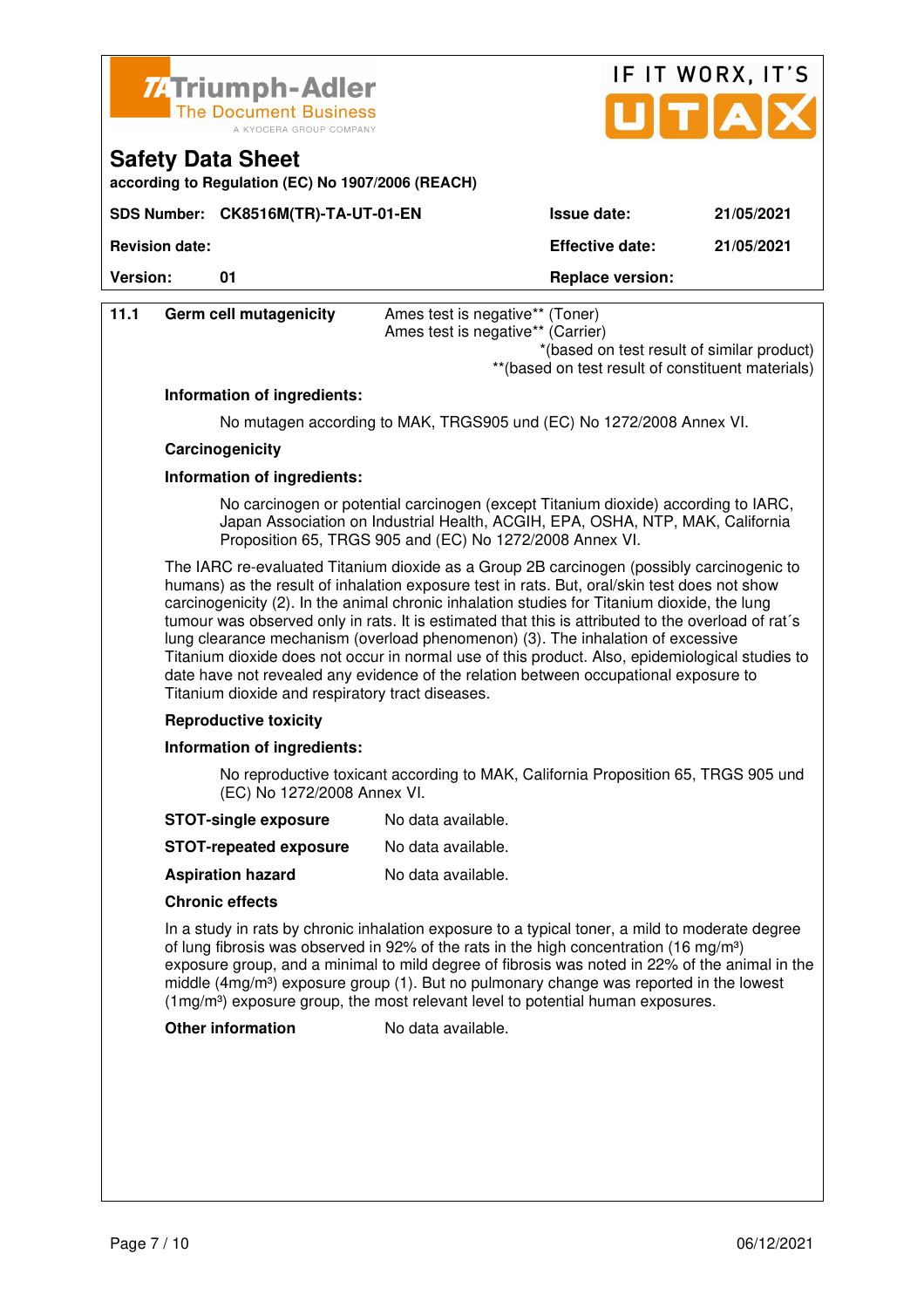**Safety Data Sheet**

according to Regulation (EC) No 1907/2006 (REACH)

| SDS Number: CK8516M(TR)-TA-UT-01-EN | Issue date: | 21/05/2021 |
|---|---|---|
| Revision date: | Effective date: | 21/05/2021 |
| Version: 01 | Replace version: | |

**11.1 Germ cell mutagenicity**

Ames test is negative** (Toner)
Ames test is negative** (Carrier)

*(based on test result of similar product)
**(based on test result of constituent materials)

**Information of ingredients:**

No mutagen according to MAK, TRGS905 und (EC) No 1272/2008 Annex VI.

**Carcinogenicity**

**Information of ingredients:**

No carcinogen or potential carcinogen (except Titanium dioxide) according to IARC, Japan Association on Industrial Health, ACGIH, EPA, OSHA, NTP, MAK, California Proposition 65, TRGS 905 and (EC) No 1272/2008 Annex VI.

The IARC re-evaluated Titanium dioxide as a Group 2B carcinogen (possibly carcinogenic to humans) as the result of inhalation exposure test in rats. But, oral/skin test does not show carcinogenicity (2). In the animal chronic inhalation studies for Titanium dioxide, the lung tumour was observed only in rats. It is estimated that this is attributed to the overload of rat´s lung clearance mechanism (overload phenomenon) (3). The inhalation of excessive Titanium dioxide does not occur in normal use of this product. Also, epidemiological studies to date have not revealed any evidence of the relation between occupational exposure to Titanium dioxide and respiratory tract diseases.

**Reproductive toxicity**

**Information of ingredients:**

No reproductive toxicant according to MAK, California Proposition 65, TRGS 905 und (EC) No 1272/2008 Annex VI.

**STOT-single exposure** No data available.

**STOT-repeated exposure** No data available.

**Aspiration hazard** No data available.

**Chronic effects**

In a study in rats by chronic inhalation exposure to a typical toner, a mild to moderate degree of lung fibrosis was observed in 92% of the rats in the high concentration (16 $mg/m^3$) exposure group, and a minimal to mild degree of fibrosis was noted in 22% of the animal in the middle (4$mg/m^3$) exposure group (1). But no pulmonary change was reported in the lowest (1$mg/m^3$) exposure group, the most relevant level to potential human exposures.

**Other information** No data available.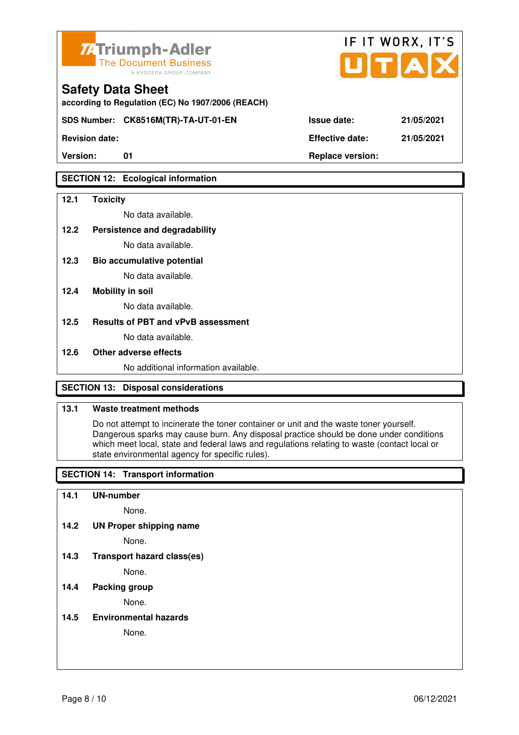## SECTION 12: Ecological information

**12.1 Toxicity**

No data available.

**12.2 Persistence and degradability**

No data available.

**12.3 Bio accumulative potential**

No data available.

**12.4 Mobility in soil**

No data available.

**12.5 Results of PBT and vPvB assessment**

No data available.

**12.6 Other adverse effects**

No additional information available.

## SECTION 13: Disposal considerations

**13.1 Waste treatment methods**

Do not attempt to incinerate the toner container or unit and the waste toner yourself. Dangerous sparks may cause burn. Any disposal practice should be done under conditions which meet local, state and federal laws and regulations relating to waste (contact local or state environmental agency for specific rules).

## SECTION 14: Transport information

**14.1 UN-number**

None.

**14.2 UN Proper shipping name**

None.

**14.3 Transport hazard class(es)**

None.

**14.4 Packing group**

None.

**14.5 Environmental hazards**

None.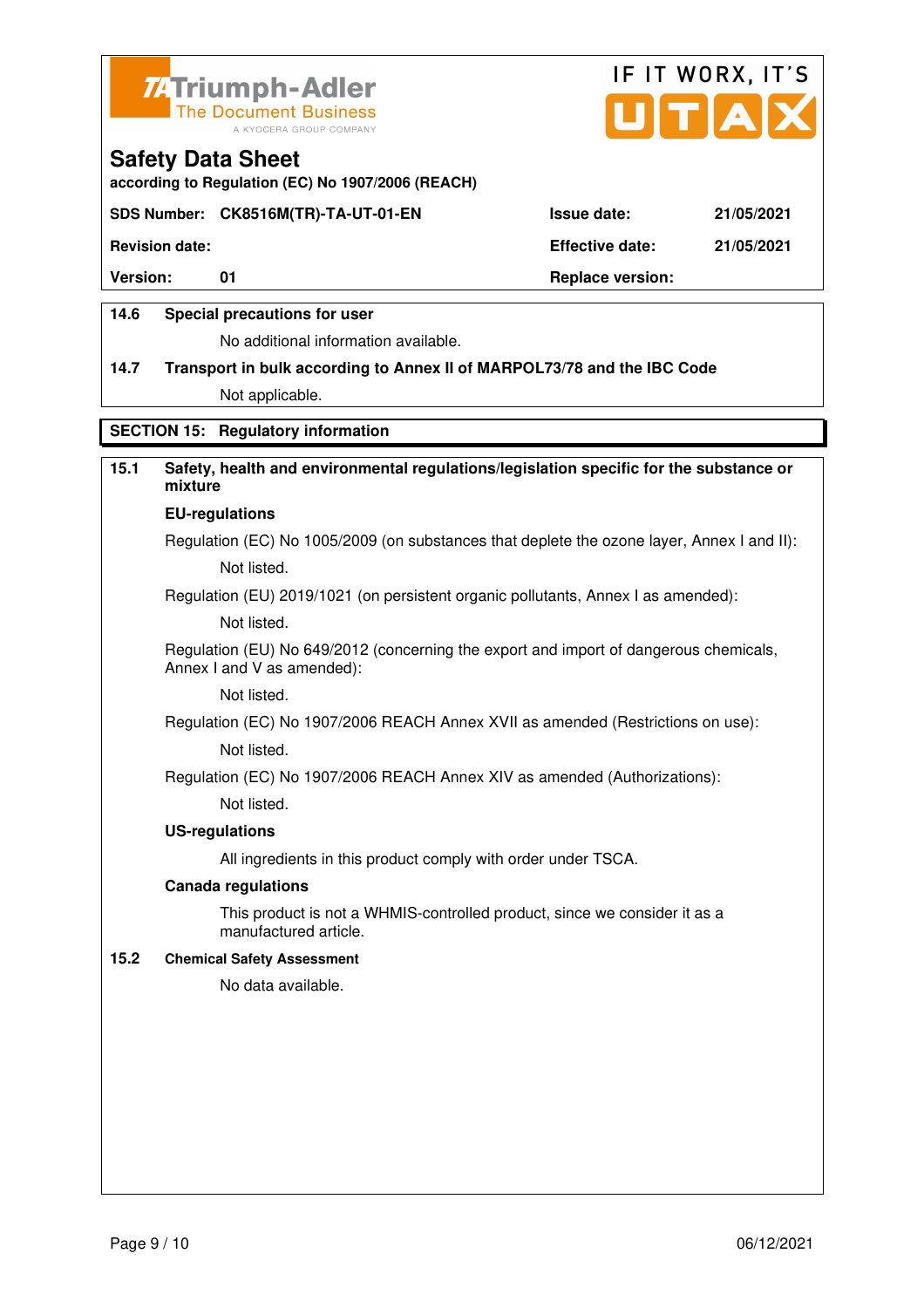**14.6 Special precautions for user**

No additional information available.

**14.7 Transport in bulk according to Annex II of MARPOL73/78 and the IBC Code**

Not applicable.

## SECTION 15: Regulatory information

**15.1 Safety, health and environmental regulations/legislation specific for the substance or mixture**

**EU-regulations**

Regulation (EC) No 1005/2009 (on substances that deplete the ozone layer, Annex I and II):

Not listed.

Regulation (EU) 2019/1021 (on persistent organic pollutants, Annex I as amended):

Not listed.

Regulation (EU) No 649/2012 (concerning the export and import of dangerous chemicals, Annex I and V as amended):

Not listed.

Regulation (EC) No 1907/2006 REACH Annex XVII as amended (Restrictions on use):

Not listed.

Regulation (EC) No 1907/2006 REACH Annex XIV as amended (Authorizations):

Not listed.

**US-regulations**

All ingredients in this product comply with order under TSCA.

**Canada regulations**

This product is not a WHMIS-controlled product, since we consider it as a manufactured article.

**15.2 Chemical Safety Assessment**

No data available.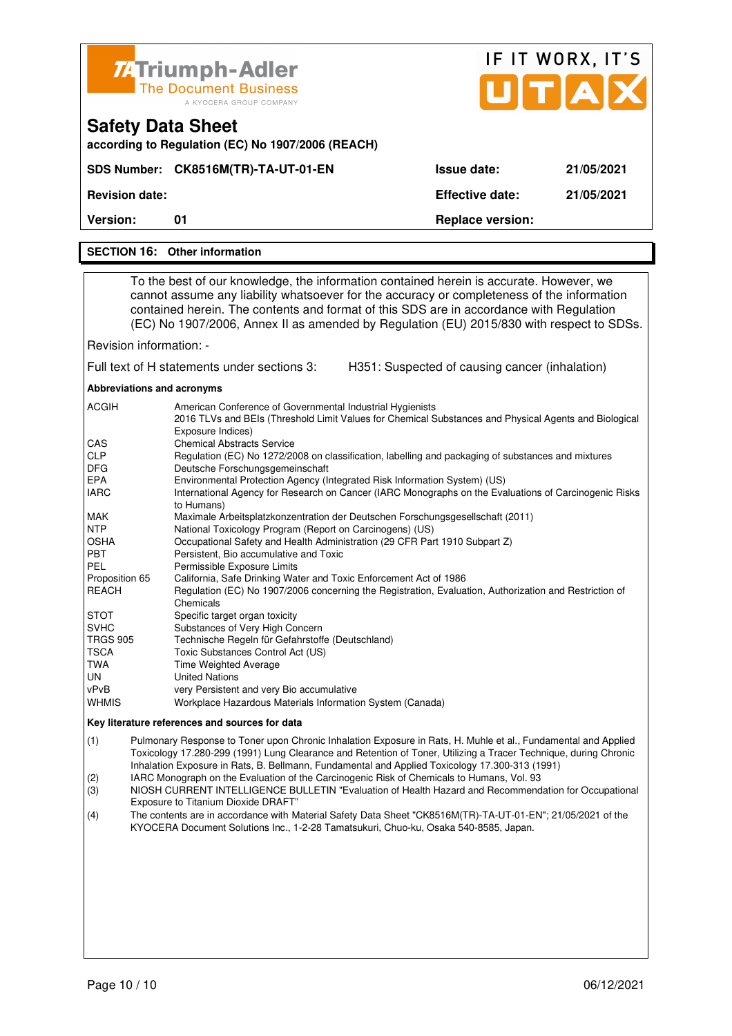## SECTION 16: Other information

To the best of our knowledge, the information contained herein is accurate. However, we cannot assume any liability whatsoever for the accuracy or completeness of the information contained herein. The contents and format of this SDS are in accordance with Regulation (EC) No 1907/2006, Annex II as amended by Regulation (EU) 2015/830 with respect to SDSs.

Revision information: -

Full text of H statements under sections 3: H351: Suspected of causing cancer (inhalation)

**Abbreviations and acronyms**

| | |
|---|---|
| ACGIH | American Conference of Governmental Industrial Hygienists<br>2016 TLVs and BEIs (Threshold Limit Values for Chemical Substances and Physical Agents and Biological Exposure Indices) |
| CAS | Chemical Abstracts Service |
| CLP | Regulation (EC) No 1272/2008 on classification, labelling and packaging of substances and mixtures |
| DFG | Deutsche Forschungsgemeinschaft |
| EPA | Environmental Protection Agency (Integrated Risk Information System) (US) |
| IARC | International Agency for Research on Cancer (IARC Monographs on the Evaluations of Carcinogenic Risks to Humans) |
| MAK | Maximale Arbeitsplatzkonzentration der Deutschen Forschungsgesellschaft (2011) |
| NTP | National Toxicology Program (Report on Carcinogens) (US) |
| OSHA | Occupational Safety and Health Administration (29 CFR Part 1910 Subpart Z) |
| PBT | Persistent, Bio accumulative and Toxic |
| PEL | Permissible Exposure Limits |
| Proposition 65 | California, Safe Drinking Water and Toxic Enforcement Act of 1986 |
| REACH | Regulation (EC) No 1907/2006 concerning the Registration, Evaluation, Authorization and Restriction of Chemicals |
| STOT | Specific target organ toxicity |
| SVHC | Substances of Very High Concern |
| TRGS 905 | Technische Regeln für Gefahrstoffe (Deutschland) |
| TSCA | Toxic Substances Control Act (US) |
| TWA | Time Weighted Average |
| UN | United Nations |
| vPvB | very Persistent and very Bio accumulative |
| WHMIS | Workplace Hazardous Materials Information System (Canada) |

**Key literature references and sources for data**

(1) Pulmonary Response to Toner upon Chronic Inhalation Exposure in Rats, H. Muhle et al., Fundamental and Applied Toxicology 17.280-299 (1991) Lung Clearance and Retention of Toner, Utilizing a Tracer Technique, during Chronic Inhalation Exposure in Rats, B. Bellmann, Fundamental and Applied Toxicology 17.300-313 (1991)

(2) IARC Monograph on the Evaluation of the Carcinogenic Risk of Chemicals to Humans, Vol. 93

(3) NIOSH CURRENT INTELLIGENCE BULLETIN "Evaluation of Health Hazard and Recommendation for Occupational Exposure to Titanium Dioxide DRAFT"

(4) The contents are in accordance with Material Safety Data Sheet "CK8516M(TR)-TA-UT-01-EN"; 21/05/2021 of the KYOCERA Document Solutions Inc., 1-2-28 Tamatsukuri, Chuo-ku, Osaka 540-8585, Japan.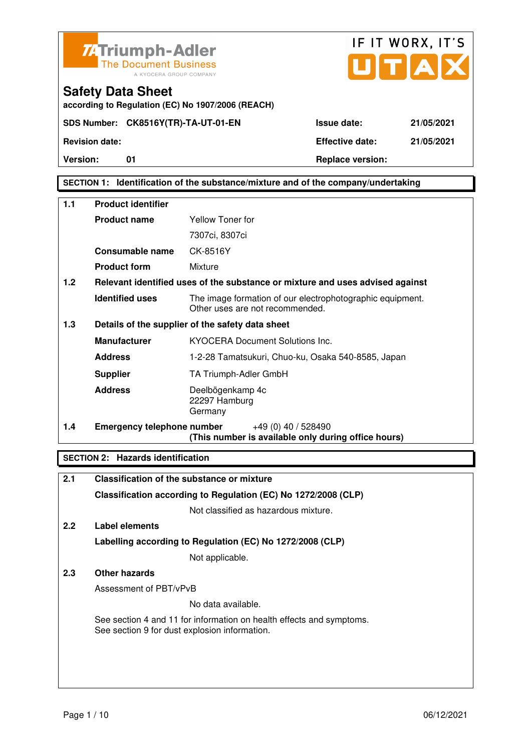Triumph-Adler
The Document Business
A KYOCERA GROUP COMPANY

IF IT WORX, IT'S UTAX

# Safety Data Sheet

**according to Regulation (EC) No 1907/2006 (REACH)**

| **SDS Number:** | **CK8516Y(TR)-TA-UT-01-EN** | **Issue date:** | **21/05/2021** |
|---|---|---|---|
| **Revision date:** | | **Effective date:** | **21/05/2021** |
| **Version:** | **01** | **Replace version:** | |

## SECTION 1: Identification of the substance/mixture and of the company/undertaking

**1.1 Product identifier**

| | |
|---|---|
| **Product name** | Yellow Toner for 7307ci, 8307ci |
| **Consumable name** | CK-8516Y |
| **Product form** | Mixture |

**1.2 Relevant identified uses of the substance or mixture and uses advised against**

| | |
|---|---|
| **Identified uses** | The image formation of our electrophotographic equipment. Other uses are not recommended. |

**1.3 Details of the supplier of the safety data sheet**

| | |
|---|---|
| **Manufacturer** | KYOCERA Document Solutions Inc. |
| **Address** | 1-2-28 Tamatsukuri, Chuo-ku, Osaka 540-8585, Japan |
| **Supplier** | TA Triumph-Adler GmbH |
| **Address** | Deelbögenkamp 4c<br>22297 Hamburg<br>Germany |

**1.4 Emergency telephone number** +49 (0) 40 / 528490
**(This number is available only during office hours)**

## SECTION 2: Hazards identification

**2.1 Classification of the substance or mixture**

**Classification according to Regulation (EC) No 1272/2008 (CLP)**

Not classified as hazardous mixture.

**2.2 Label elements**

**Labelling according to Regulation (EC) No 1272/2008 (CLP)**

Not applicable.

**2.3 Other hazards**

Assessment of PBT/vPvB

No data available.

See section 4 and 11 for information on health effects and symptoms.
See section 9 for dust explosion information.

06/12/2021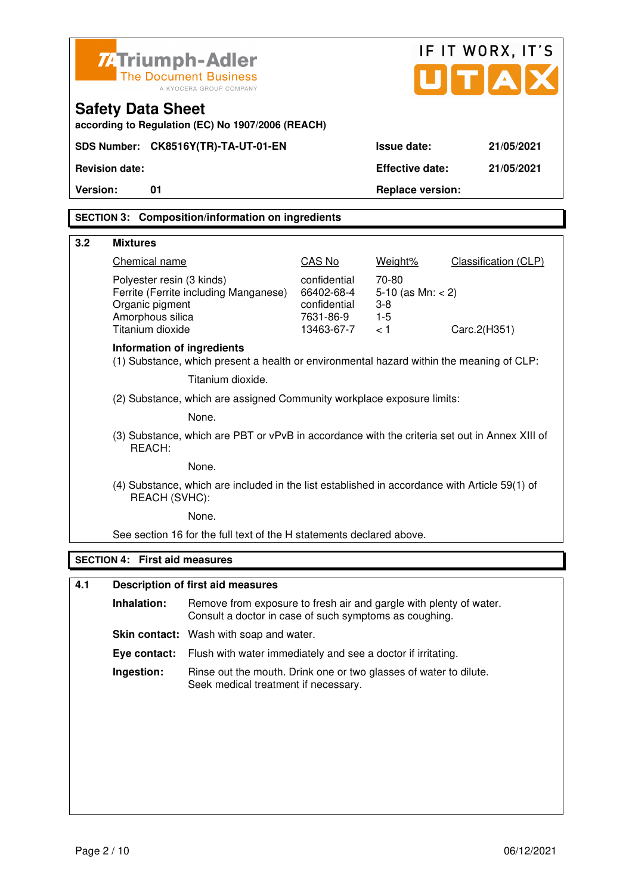**Safety Data Sheet**
according to Regulation (EC) No 1907/2006 (REACH)

| SDS Number: CK8516Y(TR)-TA-UT-01-EN | Issue date: 21/05/2021 |
|---|---|
| Revision date: | Effective date: 21/05/2021 |
| Version: 01 | Replace version: |

## SECTION 3: Composition/information on ingredients

### 3.2 Mixtures

| Chemical name | CAS No | Weight% | Classification (CLP) |
|---|---|---|---|
| Polyester resin (3 kinds) | confidential | 70-80 | |
| Ferrite (Ferrite including Manganese) | 66402-68-4 | 5-10 (as Mn: < 2) | |
| Organic pigment | confidential | 3-8 | |
| Amorphous silica | 7631-86-9 | 1-5 | |
| Titanium dioxide | 13463-67-7 | < 1 | Carc.2(H351) |

**Information of ingredients**

(1) Substance, which present a health or environmental hazard within the meaning of CLP:

Titanium dioxide.

(2) Substance, which are assigned Community workplace exposure limits:

None.

(3) Substance, which are PBT or vPvB in accordance with the criteria set out in Annex XIII of REACH:

None.

(4) Substance, which are included in the list established in accordance with Article 59(1) of REACH (SVHC):

None.

See section 16 for the full text of the H statements declared above.

## SECTION 4: First aid measures

### 4.1 Description of first aid measures

**Inhalation:** Remove from exposure to fresh air and gargle with plenty of water. Consult a doctor in case of such symptoms as coughing.

**Skin contact:** Wash with soap and water.

**Eye contact:** Flush with water immediately and see a doctor if irritating.

**Ingestion:** Rinse out the mouth. Drink one or two glasses of water to dilute. Seek medical treatment if necessary.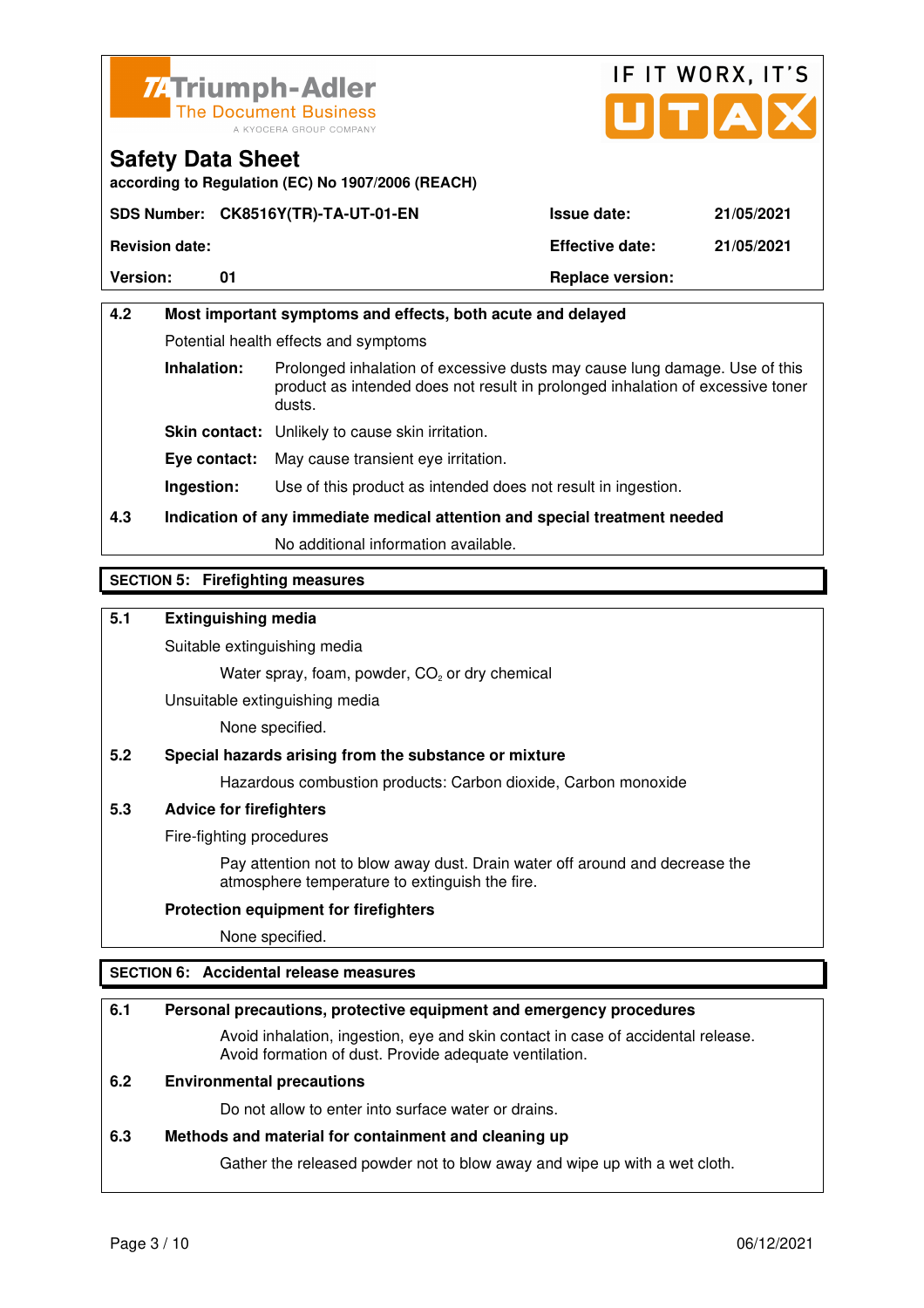**Safety Data Sheet**

according to Regulation (EC) No 1907/2006 (REACH)

| SDS Number: CK8516Y(TR)-TA-UT-01-EN | Issue date: | 21/05/2021 |
|---|---|---|
| Revision date: | Effective date: | 21/05/2021 |
| Version: 01 | Replace version: | |

**4.2 Most important symptoms and effects, both acute and delayed**

Potential health effects and symptoms

**Inhalation:** Prolonged inhalation of excessive dusts may cause lung damage. Use of this product as intended does not result in prolonged inhalation of excessive toner dusts.

**Skin contact:** Unlikely to cause skin irritation.

**Eye contact:** May cause transient eye irritation.

**Ingestion:** Use of this product as intended does not result in ingestion.

**4.3 Indication of any immediate medical attention and special treatment needed**

No additional information available.

## SECTION 5: Firefighting measures

**5.1 Extinguishing media**

Suitable extinguishing media

Water spray, foam, powder, $CO_2$ or dry chemical

Unsuitable extinguishing media

None specified.

**5.2 Special hazards arising from the substance or mixture**

Hazardous combustion products: Carbon dioxide, Carbon monoxide

**5.3 Advice for firefighters**

Fire-fighting procedures

Pay attention not to blow away dust. Drain water off around and decrease the atmosphere temperature to extinguish the fire.

**Protection equipment for firefighters**

None specified.

## SECTION 6: Accidental release measures

**6.1 Personal precautions, protective equipment and emergency procedures**

Avoid inhalation, ingestion, eye and skin contact in case of accidental release. Avoid formation of dust. Provide adequate ventilation.

**6.2 Environmental precautions**

Do not allow to enter into surface water or drains.

**6.3 Methods and material for containment and cleaning up**

Gather the released powder not to blow away and wipe up with a wet cloth.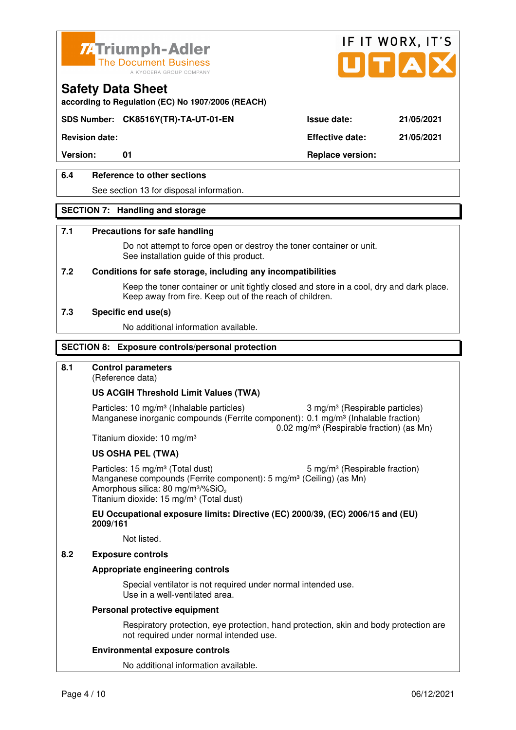**Safety Data Sheet**
according to Regulation (EC) No 1907/2006 (REACH)

| SDS Number: | CK8516Y(TR)-TA-UT-01-EN | Issue date: | 21/05/2021 |
|---|---|---|---|
| Revision date: | | Effective date: | 21/05/2021 |
| Version: | 01 | Replace version: | |

**6.4 Reference to other sections**

See section 13 for disposal information.

## SECTION 7: Handling and storage

**7.1 Precautions for safe handling**

Do not attempt to force open or destroy the toner container or unit.
See installation guide of this product.

**7.2 Conditions for safe storage, including any incompatibilities**

Keep the toner container or unit tightly closed and store in a cool, dry and dark place.
Keep away from fire. Keep out of the reach of children.

**7.3 Specific end use(s)**

No additional information available.

## SECTION 8: Exposure controls/personal protection

**8.1 Control parameters**
(Reference data)

**US ACGIH Threshold Limit Values (TWA)**

Particles: 10 mg/m³ (Inhalable particles) 3 mg/m³ (Respirable particles)
Manganese inorganic compounds (Ferrite component): 0.1 mg/m³ (Inhalable fraction)
0.02 mg/m³ (Respirable fraction) (as Mn)
Titanium dioxide: 10 mg/m³

**US OSHA PEL (TWA)**

Particles: 15 mg/m³ (Total dust) 5 mg/m³ (Respirable fraction)
Manganese compounds (Ferrite component): 5 mg/m³ (Ceiling) (as Mn)
Amorphous silica: 80 mg/m³/%$SiO_2$
Titanium dioxide: 15 mg/m³ (Total dust)

**EU Occupational exposure limits: Directive (EC) 2000/39, (EC) 2006/15 and (EU) 2009/161**

Not listed.

**8.2 Exposure controls**

**Appropriate engineering controls**

Special ventilator is not required under normal intended use.
Use in a well-ventilated area.

**Personal protective equipment**

Respiratory protection, eye protection, hand protection, skin and body protection are not required under normal intended use.

**Environmental exposure controls**

No additional information available.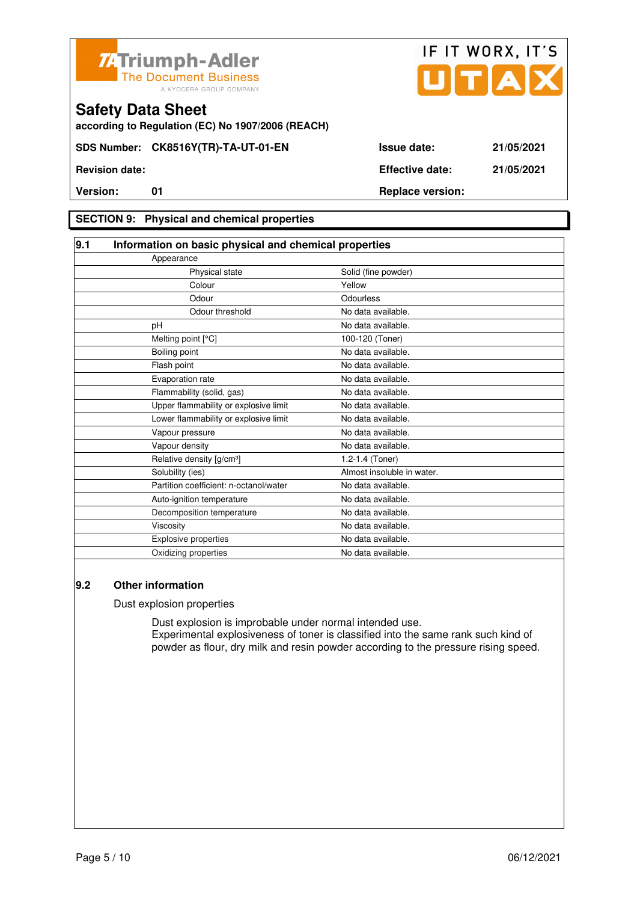**Triumph-Adler** The Document Business — A KYOCERA GROUP COMPANY

IF IT WORX, IT'S UTAX

# Safety Data Sheet

**according to Regulation (EC) No 1907/2006 (REACH)**

| | | | |
|---|---|---|---|
| **SDS Number:** | **CK8516Y(TR)-TA-UT-01-EN** | **Issue date:** | **21/05/2021** |
| **Revision date:** | | **Effective date:** | **21/05/2021** |
| **Version:** | **01** | **Replace version:** | |

## SECTION 9: Physical and chemical properties

### 9.1 Information on basic physical and chemical properties

| Property | Value |
|---|---|
| Appearance | |
| Physical state | Solid (fine powder) |
| Colour | Yellow |
| Odour | Odourless |
| Odour threshold | No data available. |
| pH | No data available. |
| Melting point [°C] | 100-120 (Toner) |
| Boiling point | No data available. |
| Flash point | No data available. |
| Evaporation rate | No data available. |
| Flammability (solid, gas) | No data available. |
| Upper flammability or explosive limit | No data available. |
| Lower flammability or explosive limit | No data available. |
| Vapour pressure | No data available. |
| Vapour density | No data available. |
| Relative density [g/cm³] | 1.2-1.4 (Toner) |
| Solubility (ies) | Almost insoluble in water. |
| Partition coefficient: n-octanol/water | No data available. |
| Auto-ignition temperature | No data available. |
| Decomposition temperature | No data available. |
| Viscosity | No data available. |
| Explosive properties | No data available. |
| Oxidizing properties | No data available. |

### 9.2 Other information

Dust explosion properties

Dust explosion is improbable under normal intended use.
Experimental explosiveness of toner is classified into the same rank such kind of powder as flour, dry milk and resin powder according to the pressure rising speed.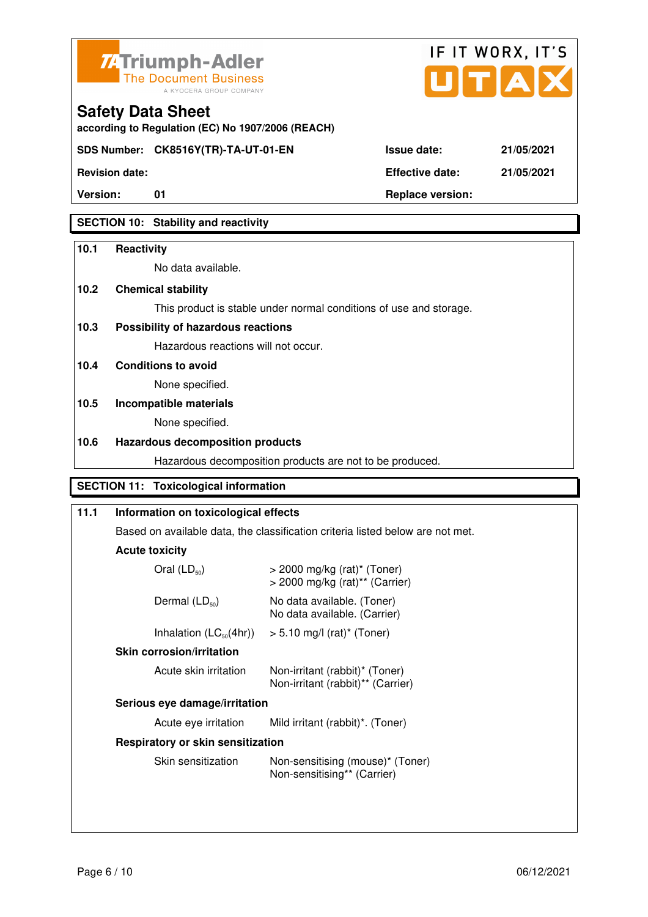Triumph-Adler
The Document Business
A KYOCERA GROUP COMPANY

IF IT WORX, IT'S UTAX

# Safety Data Sheet

**according to Regulation (EC) No 1907/2006 (REACH)**

| | | | |
|---|---|---|---|
| **SDS Number:** | **CK8516Y(TR)-TA-UT-01-EN** | **Issue date:** | **21/05/2021** |
| **Revision date:** | | **Effective date:** | **21/05/2021** |
| **Version:** | **01** | **Replace version:** | |

## SECTION 10: Stability and reactivity

**10.1 Reactivity**

No data available.

**10.2 Chemical stability**

This product is stable under normal conditions of use and storage.

**10.3 Possibility of hazardous reactions**

Hazardous reactions will not occur.

**10.4 Conditions to avoid**

None specified.

**10.5 Incompatible materials**

None specified.

**10.6 Hazardous decomposition products**

Hazardous decomposition products are not to be produced.

## SECTION 11: Toxicological information

**11.1 Information on toxicological effects**

Based on available data, the classification criteria listed below are not met.

**Acute toxicity**

| | |
|---|---|
| Oral ($LD_{50}$) | > 2000 mg/kg (rat)* (Toner)<br>> 2000 mg/kg (rat)** (Carrier) |
| Dermal ($LD_{50}$) | No data available. (Toner)<br>No data available. (Carrier) |
| Inhalation ($LC_{50}$(4hr)) | > 5.10 mg/l (rat)* (Toner) |

**Skin corrosion/irritation**

| | |
|---|---|
| Acute skin irritation | Non-irritant (rabbit)* (Toner)<br>Non-irritant (rabbit)** (Carrier) |

**Serious eye damage/irritation**

| | |
|---|---|
| Acute eye irritation | Mild irritant (rabbit)*. (Toner) |

**Respiratory or skin sensitization**

| | |
|---|---|
| Skin sensitization | Non-sensitising (mouse)* (Toner)<br>Non-sensitising** (Carrier) |

06/12/2021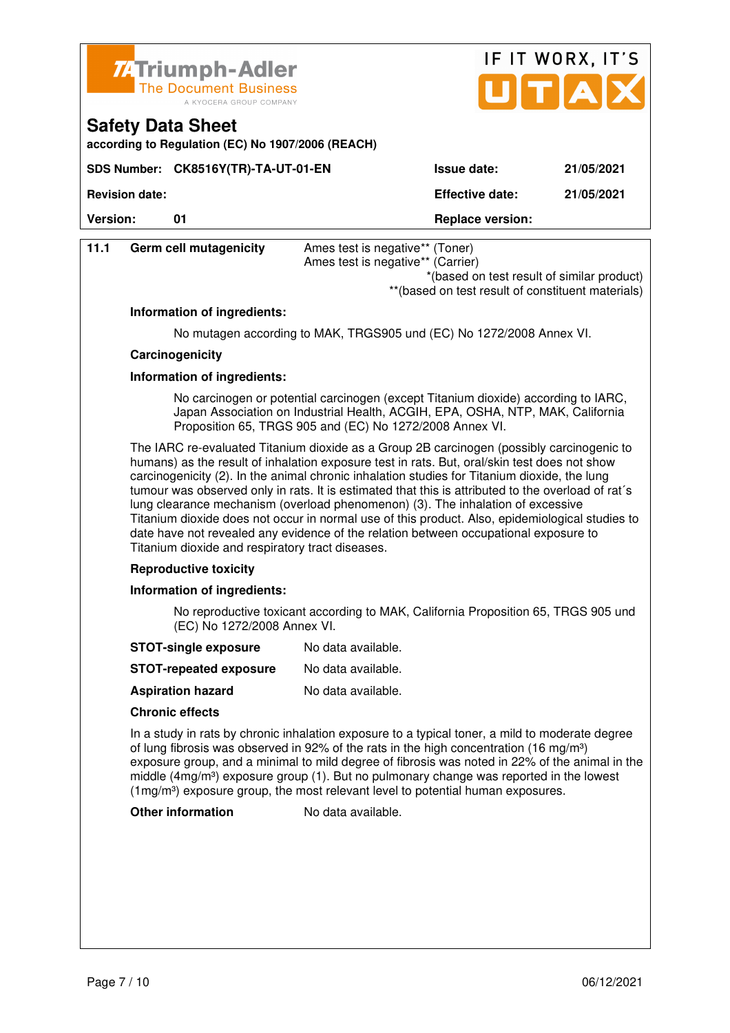**Safety Data Sheet**
according to Regulation (EC) No 1907/2006 (REACH)

| SDS Number: CK8516Y(TR)-TA-UT-01-EN | Issue date: | 21/05/2021 |
|---|---|---|
| Revision date: | Effective date: | 21/05/2021 |
| Version: 01 | Replace version: | |

**11.1 Germ cell mutagenicity** Ames test is negative** (Toner)
Ames test is negative** (Carrier)

*(based on test result of similar product)
**(based on test result of constituent materials)

**Information of ingredients:**

No mutagen according to MAK, TRGS905 und (EC) No 1272/2008 Annex VI.

**Carcinogenicity**

**Information of ingredients:**

No carcinogen or potential carcinogen (except Titanium dioxide) according to IARC, Japan Association on Industrial Health, ACGIH, EPA, OSHA, NTP, MAK, California Proposition 65, TRGS 905 and (EC) No 1272/2008 Annex VI.

The IARC re-evaluated Titanium dioxide as a Group 2B carcinogen (possibly carcinogenic to humans) as the result of inhalation exposure test in rats. But, oral/skin test does not show carcinogenicity (2). In the animal chronic inhalation studies for Titanium dioxide, the lung tumour was observed only in rats. It is estimated that this is attributed to the overload of rat´s lung clearance mechanism (overload phenomenon) (3). The inhalation of excessive Titanium dioxide does not occur in normal use of this product. Also, epidemiological studies to date have not revealed any evidence of the relation between occupational exposure to Titanium dioxide and respiratory tract diseases.

**Reproductive toxicity**

**Information of ingredients:**

No reproductive toxicant according to MAK, California Proposition 65, TRGS 905 und (EC) No 1272/2008 Annex VI.

**STOT-single exposure** No data available.

**STOT-repeated exposure** No data available.

**Aspiration hazard** No data available.

**Chronic effects**

In a study in rats by chronic inhalation exposure to a typical toner, a mild to moderate degree of lung fibrosis was observed in 92% of the rats in the high concentration (16 mg/m$^3$) exposure group, and a minimal to mild degree of fibrosis was noted in 22% of the animal in the middle (4mg/m$^3$) exposure group (1). But no pulmonary change was reported in the lowest (1mg/m$^3$) exposure group, the most relevant level to potential human exposures.

**Other information** No data available.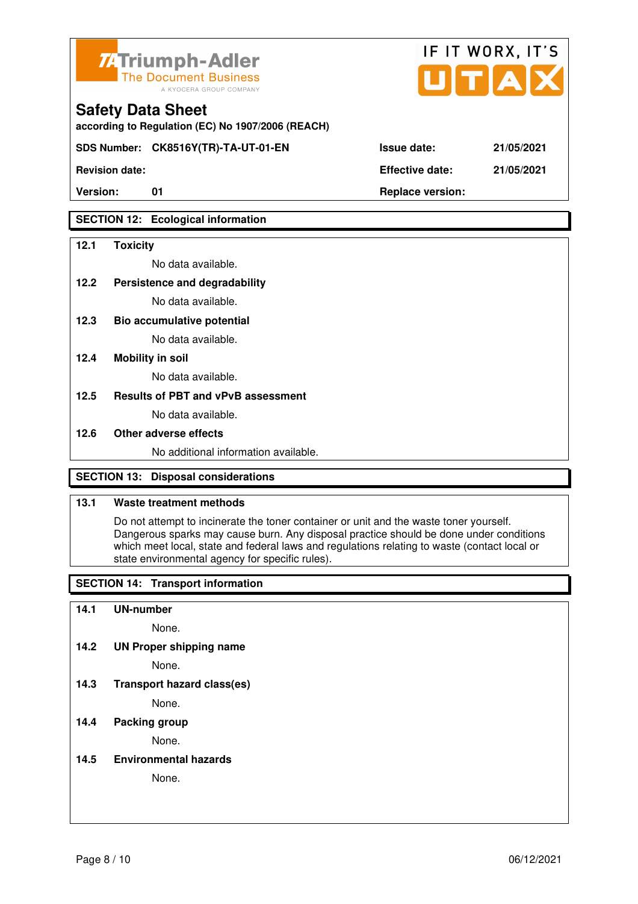## SECTION 12: Ecological information

**12.1 Toxicity**

No data available.

**12.2 Persistence and degradability**

No data available.

**12.3 Bio accumulative potential**

No data available.

**12.4 Mobility in soil**

No data available.

**12.5 Results of PBT and vPvB assessment**

No data available.

**12.6 Other adverse effects**

No additional information available.

## SECTION 13: Disposal considerations

**13.1 Waste treatment methods**

Do not attempt to incinerate the toner container or unit and the waste toner yourself. Dangerous sparks may cause burn. Any disposal practice should be done under conditions which meet local, state and federal laws and regulations relating to waste (contact local or state environmental agency for specific rules).

## SECTION 14: Transport information

**14.1 UN-number**

None.

**14.2 UN Proper shipping name**

None.

**14.3 Transport hazard class(es)**

None.

**14.4 Packing group**

None.

**14.5 Environmental hazards**

None.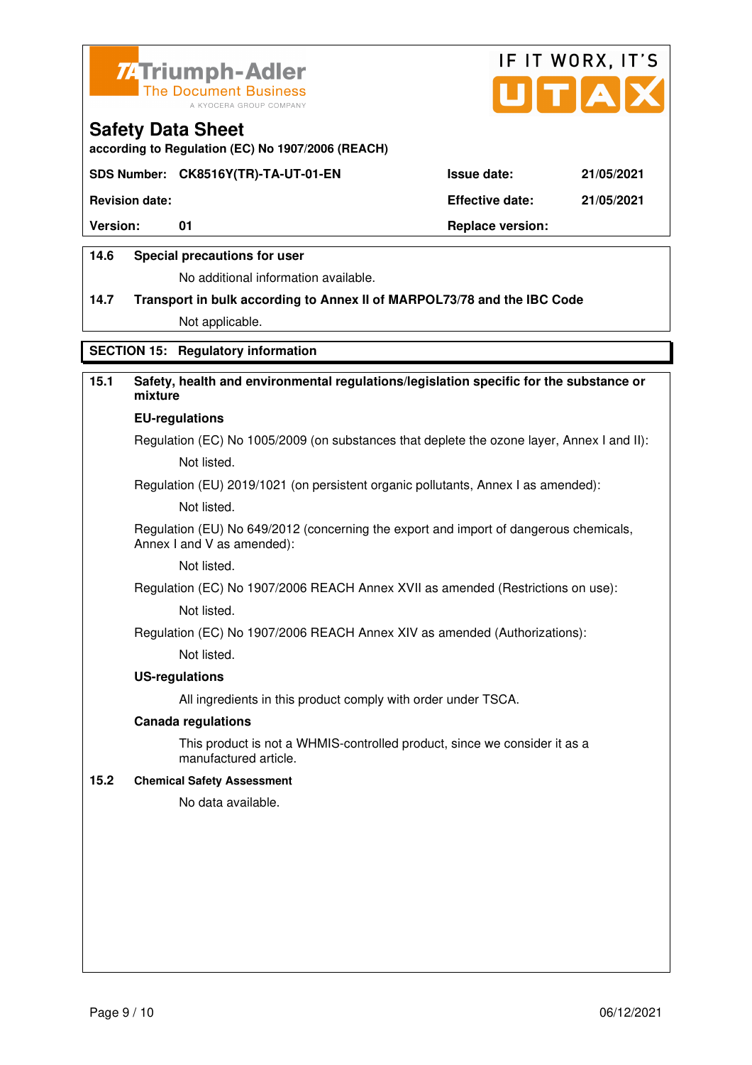**Safety Data Sheet**

**according to Regulation (EC) No 1907/2006 (REACH)**

| SDS Number: CK8516Y(TR)-TA-UT-01-EN | Issue date: | 21/05/2021 |
|---|---|---|
| Revision date: | Effective date: | 21/05/2021 |
| Version: 01 | Replace version: | |

**14.6 Special precautions for user**

No additional information available.

**14.7 Transport in bulk according to Annex II of MARPOL73/78 and the IBC Code**

Not applicable.

## SECTION 15: Regulatory information

**15.1 Safety, health and environmental regulations/legislation specific for the substance or mixture**

**EU-regulations**

Regulation (EC) No 1005/2009 (on substances that deplete the ozone layer, Annex I and II):

Not listed.

Regulation (EU) 2019/1021 (on persistent organic pollutants, Annex I as amended):

Not listed.

Regulation (EU) No 649/2012 (concerning the export and import of dangerous chemicals, Annex I and V as amended):

Not listed.

Regulation (EC) No 1907/2006 REACH Annex XVII as amended (Restrictions on use):

Not listed.

Regulation (EC) No 1907/2006 REACH Annex XIV as amended (Authorizations):

Not listed.

**US-regulations**

All ingredients in this product comply with order under TSCA.

**Canada regulations**

This product is not a WHMIS-controlled product, since we consider it as a manufactured article.

**15.2 Chemical Safety Assessment**

No data available.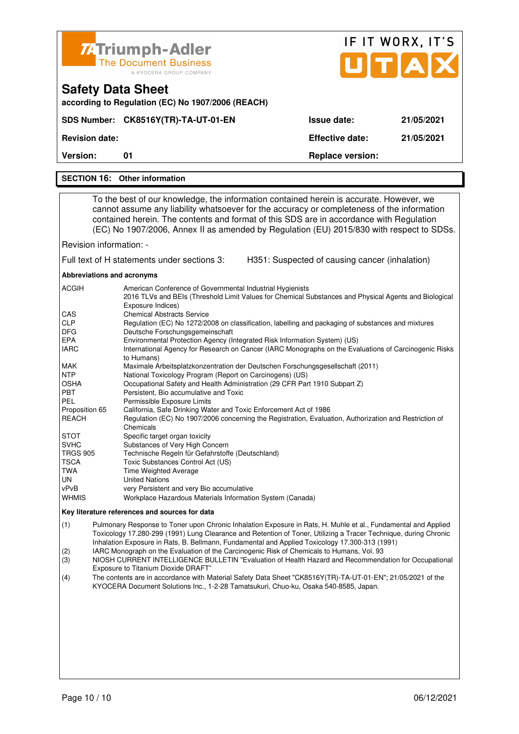## SECTION 16: Other information

To the best of our knowledge, the information contained herein is accurate. However, we cannot assume any liability whatsoever for the accuracy or completeness of the information contained herein. The contents and format of this SDS are in accordance with Regulation (EC) No 1907/2006, Annex II as amended by Regulation (EU) 2015/830 with respect to SDSs.

Revision information: -

Full text of H statements under sections 3: H351: Suspected of causing cancer (inhalation)

**Abbreviations and acronyms**

| | |
|---|---|
| ACGIH | American Conference of Governmental Industrial Hygienists<br>2016 TLVs and BEIs (Threshold Limit Values for Chemical Substances and Physical Agents and Biological Exposure Indices) |
| CAS | Chemical Abstracts Service |
| CLP | Regulation (EC) No 1272/2008 on classification, labelling and packaging of substances and mixtures |
| DFG | Deutsche Forschungsgemeinschaft |
| EPA | Environmental Protection Agency (Integrated Risk Information System) (US) |
| IARC | International Agency for Research on Cancer (IARC Monographs on the Evaluations of Carcinogenic Risks to Humans) |
| MAK | Maximale Arbeitsplatzkonzentration der Deutschen Forschungsgesellschaft (2011) |
| NTP | National Toxicology Program (Report on Carcinogens) (US) |
| OSHA | Occupational Safety and Health Administration (29 CFR Part 1910 Subpart Z) |
| PBT | Persistent, Bio accumulative and Toxic |
| PEL | Permissible Exposure Limits |
| Proposition 65 | California, Safe Drinking Water and Toxic Enforcement Act of 1986 |
| REACH | Regulation (EC) No 1907/2006 concerning the Registration, Evaluation, Authorization and Restriction of Chemicals |
| STOT | Specific target organ toxicity |
| SVHC | Substances of Very High Concern |
| TRGS 905 | Technische Regeln für Gefahrstoffe (Deutschland) |
| TSCA | Toxic Substances Control Act (US) |
| TWA | Time Weighted Average |
| UN | United Nations |
| vPvB | very Persistent and very Bio accumulative |
| WHMIS | Workplace Hazardous Materials Information System (Canada) |

**Key literature references and sources for data**

(1) Pulmonary Response to Toner upon Chronic Inhalation Exposure in Rats, H. Muhle et al., Fundamental and Applied Toxicology 17.280-299 (1991) Lung Clearance and Retention of Toner, Utilizing a Tracer Technique, during Chronic Inhalation Exposure in Rats, B. Bellmann, Fundamental and Applied Toxicology 17.300-313 (1991)

(2) IARC Monograph on the Evaluation of the Carcinogenic Risk of Chemicals to Humans, Vol. 93

(3) NIOSH CURRENT INTELLIGENCE BULLETIN "Evaluation of Health Hazard and Recommendation for Occupational Exposure to Titanium Dioxide DRAFT"

(4) The contents are in accordance with Material Safety Data Sheet "CK8516Y(TR)-TA-UT-01-EN"; 21/05/2021 of the KYOCERA Document Solutions Inc., 1-2-28 Tamatsukuri, Chuo-ku, Osaka 540-8585, Japan.